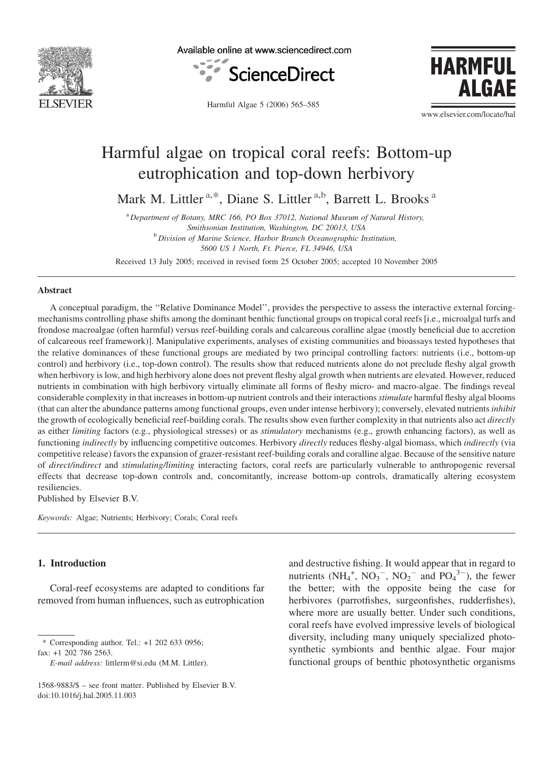# Harmful algae on tropical coral reefs: Bottom-up eutrophication and top-down herbivory

Mark M. Littler [a,*], Diane S. Littler [a,b], Barrett L. Brooks [a]

[a] *Department of Botany, MRC 166, PO Box 37012, National Museum of Natural History, Smithsonian Institution, Washington, DC 20013, USA*

[b] *Division of Marine Science, Harbor Branch Oceanographic Institution, 5600 US 1 North, Ft. Pierce, FL 34946, USA*

Received 13 July 2005; received in revised form 25 October 2005; accepted 10 November 2005

## Abstract

A conceptual paradigm, the ''Relative Dominance Model'', provides the perspective to assess the interactive external forcing-mechanisms controlling phase shifts among the dominant benthic functional groups on tropical coral reefs [i.e., microalgal turfs and frondose macroalgae (often harmful) versus reef-building corals and calcareous coralline algae (mostly beneficial due to accretion of calcareous reef framework)]. Manipulative experiments, analyses of existing communities and bioassays tested hypotheses that the relative dominances of these functional groups are mediated by two principal controlling factors: nutrients (i.e., bottom-up control) and herbivory (i.e., top-down control). The results show that reduced nutrients alone do not preclude fleshy algal growth when herbivory is low, and high herbivory alone does not prevent fleshy algal growth when nutrients are elevated. However, reduced nutrients in combination with high herbivory virtually eliminate all forms of fleshy micro- and macro-algae. The findings reveal considerable complexity in that increases in bottom-up nutrient controls and their interactions *stimulate* harmful fleshy algal blooms (that can alter the abundance patterns among functional groups, even under intense herbivory); conversely, elevated nutrients *inhibit* the growth of ecologically beneficial reef-building corals. The results show even further complexity in that nutrients also act *directly* as either *limiting* factors (e.g., physiological stresses) or as *stimulatory* mechanisms (e.g., growth enhancing factors), as well as functioning *indirectly* by influencing competitive outcomes. Herbivory *directly* reduces fleshy-algal biomass, which *indirectly* (via competitive release) favors the expansion of grazer-resistant reef-building corals and coralline algae. Because of the sensitive nature of *direct/indirect* and *stimulating/limiting* interacting factors, coral reefs are particularly vulnerable to anthropogenic reversal effects that decrease top-down controls and, concomitantly, increase bottom-up controls, dramatically altering ecosystem resiliencies.

Published by Elsevier B.V.

*Keywords:* Algae; Nutrients; Herbivory; Corals; Coral reefs

## 1. Introduction

Coral-reef ecosystems are adapted to conditions far removed from human influences, such as eutrophication and destructive fishing. It would appear that in regard to nutrients ($NH_4^+$, $NO_3^-$, $NO_2^-$ and $PO_4^{3-}$), the fewer the better; with the opposite being the case for herbivores (parrotfishes, surgeonfishes, rudderfishes), where more are usually better. Under such conditions, coral reefs have evolved impressive levels of biological diversity, including many uniquely specialized photosynthetic symbionts and benthic algae. Four major functional groups of benthic photosynthetic organisms

\* Corresponding author. Tel.: +1 202 633 0956; fax: +1 202 786 2563.
*E-mail address:* littlerm@si.edu (M.M. Littler).

1568-9883/$ – see front matter. Published by Elsevier B.V.
doi:10.1016/j.hal.2005.11.003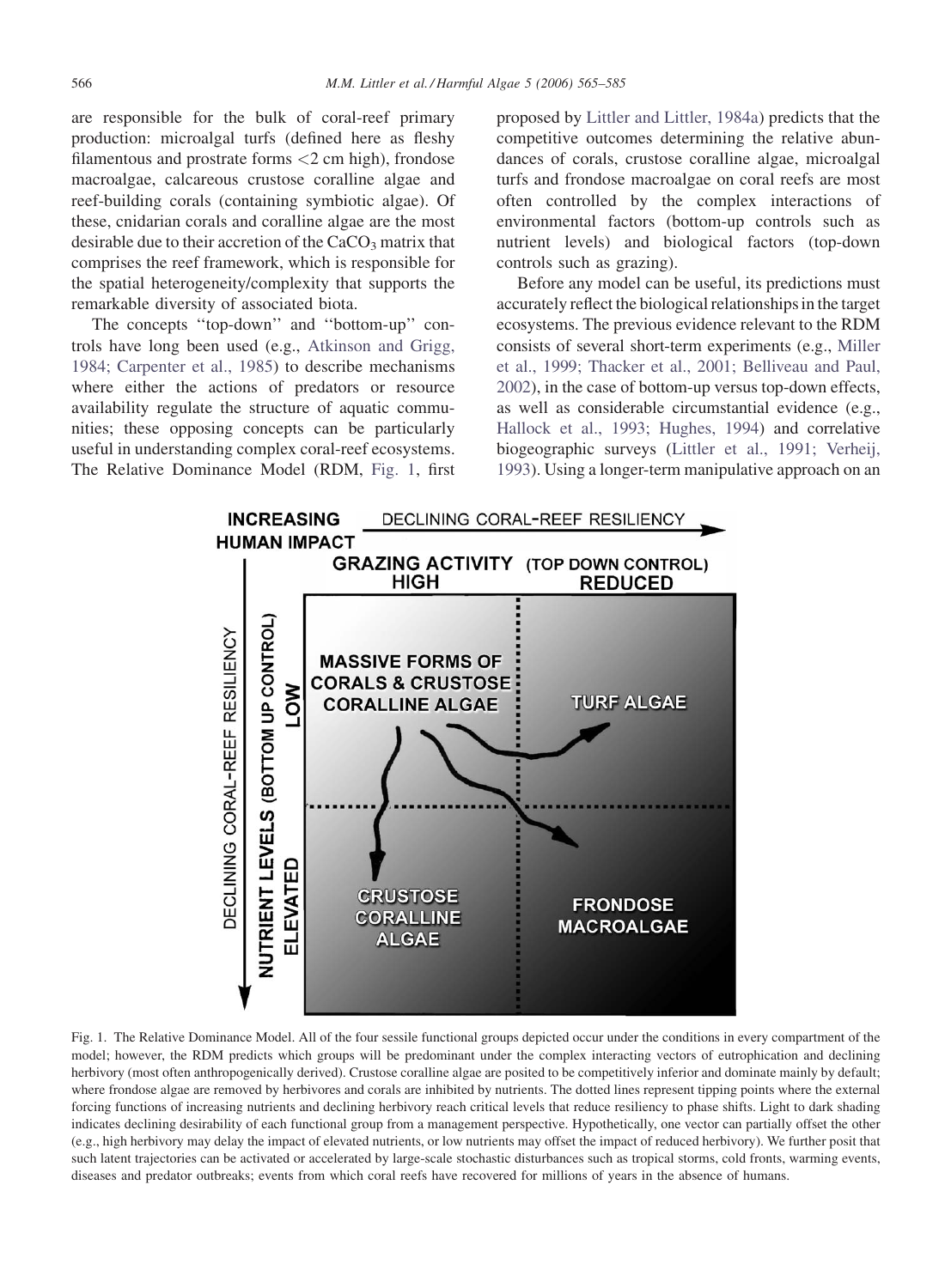are responsible for the bulk of coral-reef primary production: microalgal turfs (defined here as fleshy filamentous and prostrate forms <2 cm high), frondose macroalgae, calcareous crustose coralline algae and reef-building corals (containing symbiotic algae). Of these, cnidarian corals and coralline algae are the most desirable due to their accretion of the $CaCO_3$ matrix that comprises the reef framework, which is responsible for the spatial heterogeneity/complexity that supports the remarkable diversity of associated biota.

The concepts ''top-down'' and ''bottom-up'' controls have long been used (e.g., Atkinson and Grigg, 1984; Carpenter et al., 1985) to describe mechanisms where either the actions of predators or resource availability regulate the structure of aquatic communities; these opposing concepts can be particularly useful in understanding complex coral-reef ecosystems. The Relative Dominance Model (RDM, Fig. 1, first proposed by Littler and Littler, 1984a) predicts that the competitive outcomes determining the relative abundances of corals, crustose coralline algae, microalgal turfs and frondose macroalgae on coral reefs are most often controlled by the complex interactions of environmental factors (bottom-up controls such as nutrient levels) and biological factors (top-down controls such as grazing).

Before any model can be useful, its predictions must accurately reflect the biological relationships in the target ecosystems. The previous evidence relevant to the RDM consists of several short-term experiments (e.g., Miller et al., 1999; Thacker et al., 2001; Belliveau and Paul, 2002), in the case of bottom-up versus top-down effects, as well as considerable circumstantial evidence (e.g., Hallock et al., 1993; Hughes, 1994) and correlative biogeographic surveys (Littler et al., 1991; Verheij, 1993). Using a longer-term manipulative approach on an

Fig. 1. The Relative Dominance Model. All of the four sessile functional groups depicted occur under the conditions in every compartment of the model; however, the RDM predicts which groups will be predominant under the complex interacting vectors of eutrophication and declining herbivory (most often anthropogenically derived). Crustose coralline algae are posited to be competitively inferior and dominate mainly by default; where frondose algae are removed by herbivores and corals are inhibited by nutrients. The dotted lines represent tipping points where the external forcing functions of increasing nutrients and declining herbivory reach critical levels that reduce resiliency to phase shifts. Light to dark shading indicates declining desirability of each functional group from a management perspective. Hypothetically, one vector can partially offset the other (e.g., high herbivory may delay the impact of elevated nutrients, or low nutrients may offset the impact of reduced herbivory). We further posit that such latent trajectories can be activated or accelerated by large-scale stochastic disturbances such as tropical storms, cold fronts, warming events, diseases and predator outbreaks; events from which coral reefs have recovered for millions of years in the absence of humans.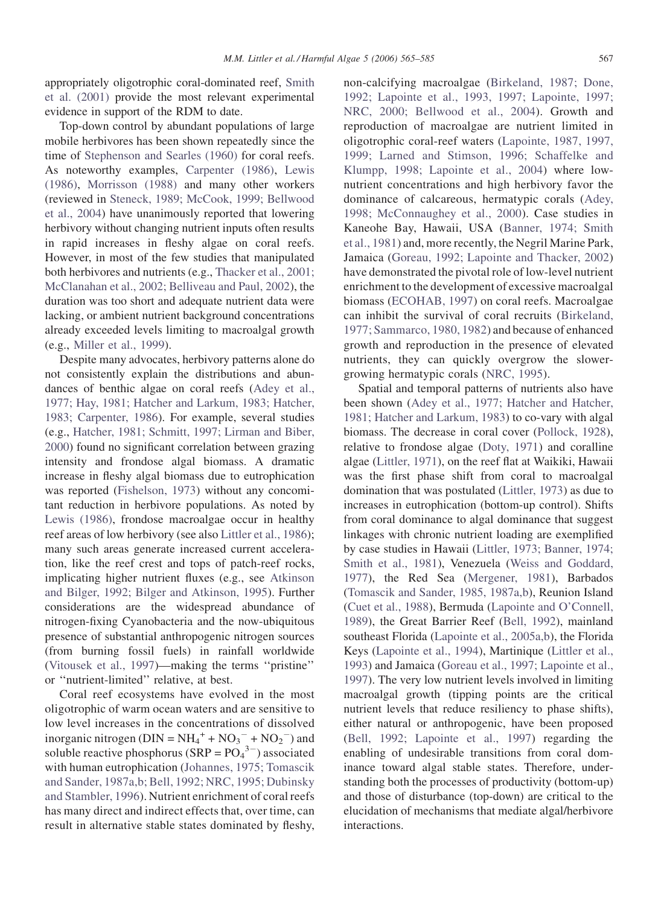appropriately oligotrophic coral-dominated reef, Smith et al. (2001) provide the most relevant experimental evidence in support of the RDM to date.

Top-down control by abundant populations of large mobile herbivores has been shown repeatedly since the time of Stephenson and Searles (1960) for coral reefs. As noteworthy examples, Carpenter (1986), Lewis (1986), Morrisson (1988) and many other workers (reviewed in Steneck, 1989; McCook, 1999; Bellwood et al., 2004) have unanimously reported that lowering herbivory without changing nutrient inputs often results in rapid increases in fleshy algae on coral reefs. However, in most of the few studies that manipulated both herbivores and nutrients (e.g., Thacker et al., 2001; McClanahan et al., 2002; Belliveau and Paul, 2002), the duration was too short and adequate nutrient data were lacking, or ambient nutrient background concentrations already exceeded levels limiting to macroalgal growth (e.g., Miller et al., 1999).

Despite many advocates, herbivory patterns alone do not consistently explain the distributions and abundances of benthic algae on coral reefs (Adey et al., 1977; Hay, 1981; Hatcher and Larkum, 1983; Hatcher, 1983; Carpenter, 1986). For example, several studies (e.g., Hatcher, 1981; Schmitt, 1997; Lirman and Biber, 2000) found no significant correlation between grazing intensity and frondose algal biomass. A dramatic increase in fleshy algal biomass due to eutrophication was reported (Fishelson, 1973) without any concomitant reduction in herbivore populations. As noted by Lewis (1986), frondose macroalgae occur in healthy reef areas of low herbivory (see also Littler et al., 1986); many such areas generate increased current acceleration, like the reef crest and tops of patch-reef rocks, implicating higher nutrient fluxes (e.g., see Atkinson and Bilger, 1992; Bilger and Atkinson, 1995). Further considerations are the widespread abundance of nitrogen-fixing Cyanobacteria and the now-ubiquitous presence of substantial anthropogenic nitrogen sources (from burning fossil fuels) in rainfall worldwide (Vitousek et al., 1997)—making the terms ''pristine'' or ''nutrient-limited'' relative, at best.

Coral reef ecosystems have evolved in the most oligotrophic of warm ocean waters and are sensitive to low level increases in the concentrations of dissolved inorganic nitrogen (DIN = $NH_4^+ + NO_3^- + NO_2^-$) and soluble reactive phosphorus (SRP = $PO_4^{3-}$) associated with human eutrophication (Johannes, 1975; Tomascik and Sander, 1987a,b; Bell, 1992; NRC, 1995; Dubinsky and Stambler, 1996). Nutrient enrichment of coral reefs has many direct and indirect effects that, over time, can result in alternative stable states dominated by fleshy, non-calcifying macroalgae (Birkeland, 1987; Done, 1992; Lapointe et al., 1993, 1997; Lapointe, 1997; NRC, 2000; Bellwood et al., 2004). Growth and reproduction of macroalgae are nutrient limited in oligotrophic coral-reef waters (Lapointe, 1987, 1997, 1999; Larned and Stimson, 1996; Schaffelke and Klumpp, 1998; Lapointe et al., 2004) where low-nutrient concentrations and high herbivory favor the dominance of calcareous, hermatypic corals (Adey, 1998; McConnaughey et al., 2000). Case studies in Kaneohe Bay, Hawaii, USA (Banner, 1974; Smith et al., 1981) and, more recently, the Negril Marine Park, Jamaica (Goreau, 1992; Lapointe and Thacker, 2002) have demonstrated the pivotal role of low-level nutrient enrichment to the development of excessive macroalgal biomass (ECOHAB, 1997) on coral reefs. Macroalgae can inhibit the survival of coral recruits (Birkeland, 1977; Sammarco, 1980, 1982) and because of enhanced growth and reproduction in the presence of elevated nutrients, they can quickly overgrow the slower-growing hermatypic corals (NRC, 1995).

Spatial and temporal patterns of nutrients also have been shown (Adey et al., 1977; Hatcher and Hatcher, 1981; Hatcher and Larkum, 1983) to co-vary with algal biomass. The decrease in coral cover (Pollock, 1928), relative to frondose algae (Doty, 1971) and coralline algae (Littler, 1971), on the reef flat at Waikiki, Hawaii was the first phase shift from coral to macroalgal domination that was postulated (Littler, 1973) as due to increases in eutrophication (bottom-up control). Shifts from coral dominance to algal dominance that suggest linkages with chronic nutrient loading are exemplified by case studies in Hawaii (Littler, 1973; Banner, 1974; Smith et al., 1981), Venezuela (Weiss and Goddard, 1977), the Red Sea (Mergener, 1981), Barbados (Tomascik and Sander, 1985, 1987a,b), Reunion Island (Cuet et al., 1988), Bermuda (Lapointe and O'Connell, 1989), the Great Barrier Reef (Bell, 1992), mainland southeast Florida (Lapointe et al., 2005a,b), the Florida Keys (Lapointe et al., 1994), Martinique (Littler et al., 1993) and Jamaica (Goreau et al., 1997; Lapointe et al., 1997). The very low nutrient levels involved in limiting macroalgal growth (tipping points are the critical nutrient levels that reduce resiliency to phase shifts), either natural or anthropogenic, have been proposed (Bell, 1992; Lapointe et al., 1997) regarding the enabling of undesirable transitions from coral dominance toward algal stable states. Therefore, understanding both the processes of productivity (bottom-up) and those of disturbance (top-down) are critical to the elucidation of mechanisms that mediate algal/herbivore interactions.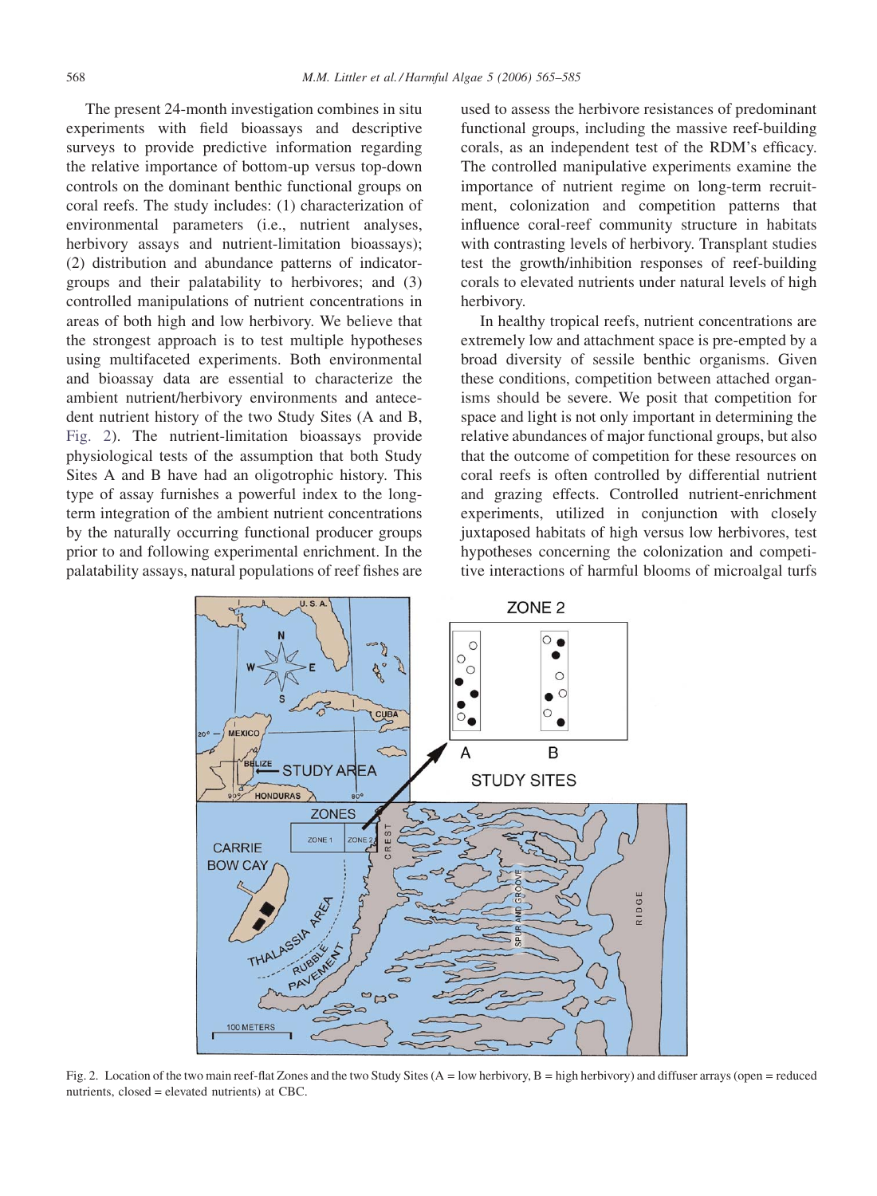The present 24-month investigation combines in situ experiments with field bioassays and descriptive surveys to provide predictive information regarding the relative importance of bottom-up versus top-down controls on the dominant benthic functional groups on coral reefs. The study includes: (1) characterization of environmental parameters (i.e., nutrient analyses, herbivory assays and nutrient-limitation bioassays); (2) distribution and abundance patterns of indicator-groups and their palatability to herbivores; and (3) controlled manipulations of nutrient concentrations in areas of both high and low herbivory. We believe that the strongest approach is to test multiple hypotheses using multifaceted experiments. Both environmental and bioassay data are essential to characterize the ambient nutrient/herbivory environments and antecedent nutrient history of the two Study Sites (A and B, Fig. 2). The nutrient-limitation bioassays provide physiological tests of the assumption that both Study Sites A and B have had an oligotrophic history. This type of assay furnishes a powerful index to the long-term integration of the ambient nutrient concentrations by the naturally occurring functional producer groups prior to and following experimental enrichment. In the palatability assays, natural populations of reef fishes are used to assess the herbivore resistances of predominant functional groups, including the massive reef-building corals, as an independent test of the RDM's efficacy. The controlled manipulative experiments examine the importance of nutrient regime on long-term recruitment, colonization and competition patterns that influence coral-reef community structure in habitats with contrasting levels of herbivory. Transplant studies test the growth/inhibition responses of reef-building corals to elevated nutrients under natural levels of high herbivory.

In healthy tropical reefs, nutrient concentrations are extremely low and attachment space is pre-empted by a broad diversity of sessile benthic organisms. Given these conditions, competition between attached organisms should be severe. We posit that competition for space and light is not only important in determining the relative abundances of major functional groups, but also that the outcome of competition for these resources on coral reefs is often controlled by differential nutrient and grazing effects. Controlled nutrient-enrichment experiments, utilized in conjunction with closely juxtaposed habitats of high versus low herbivores, test hypotheses concerning the colonization and competitive interactions of harmful blooms of microalgal turfs

Fig. 2. Location of the two main reef-flat Zones and the two Study Sites (A = low herbivory, B = high herbivory) and diffuser arrays (open = reduced nutrients, closed = elevated nutrients) at CBC.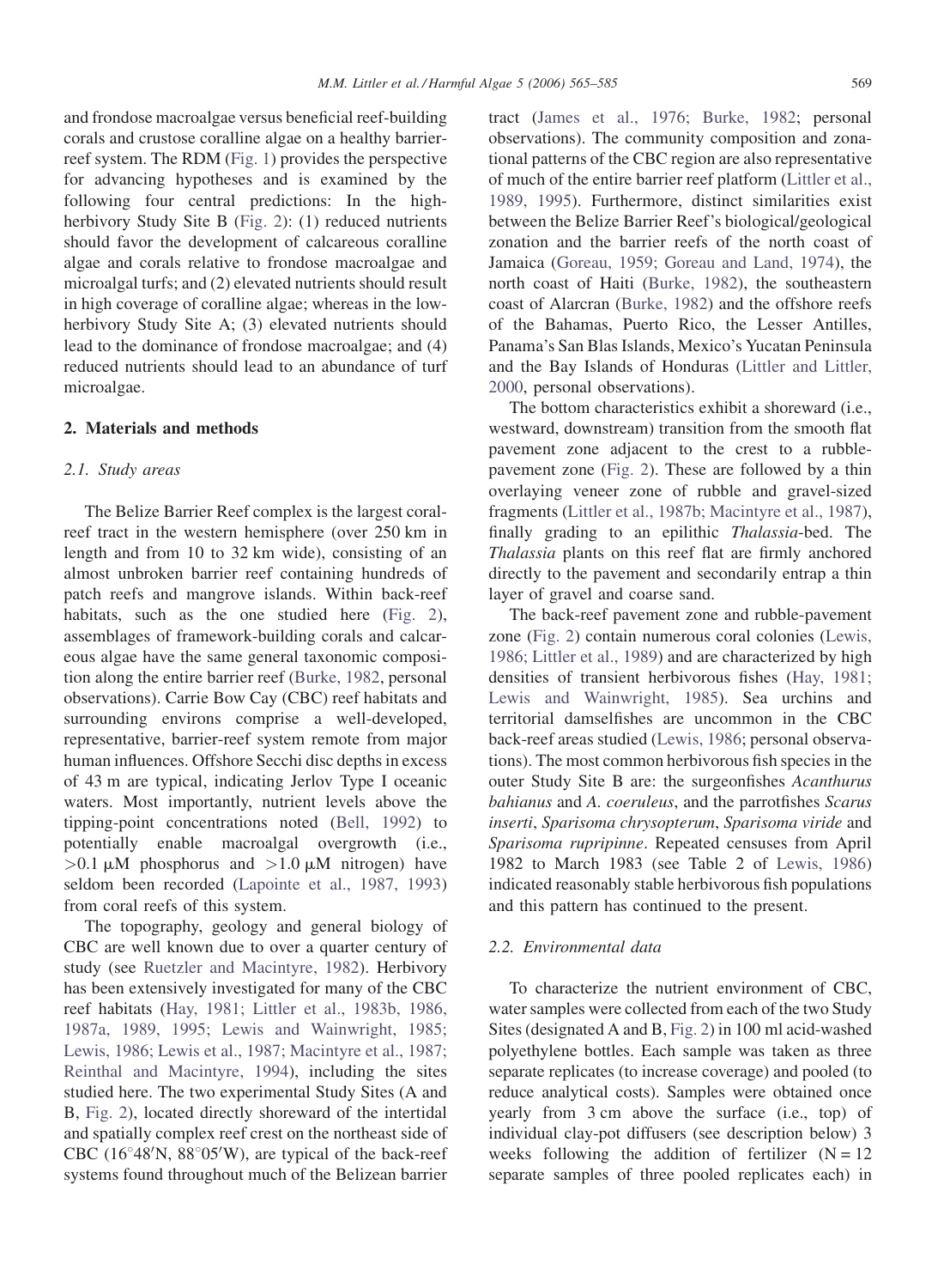and frondose macroalgae versus beneficial reef-building corals and crustose coralline algae on a healthy barrier-reef system. The RDM (Fig. 1) provides the perspective for advancing hypotheses and is examined by the following four central predictions: In the high-herbivory Study Site B (Fig. 2): (1) reduced nutrients should favor the development of calcareous coralline algae and corals relative to frondose macroalgae and microalgal turfs; and (2) elevated nutrients should result in high coverage of coralline algae; whereas in the low-herbivory Study Site A; (3) elevated nutrients should lead to the dominance of frondose macroalgae; and (4) reduced nutrients should lead to an abundance of turf microalgae.

## 2. Materials and methods

### 2.1. Study areas

The Belize Barrier Reef complex is the largest coral-reef tract in the western hemisphere (over 250 km in length and from 10 to 32 km wide), consisting of an almost unbroken barrier reef containing hundreds of patch reefs and mangrove islands. Within back-reef habitats, such as the one studied here (Fig. 2), assemblages of framework-building corals and calcareous algae have the same general taxonomic composition along the entire barrier reef (Burke, 1982, personal observations). Carrie Bow Cay (CBC) reef habitats and surrounding environs comprise a well-developed, representative, barrier-reef system remote from major human influences. Offshore Secchi disc depths in excess of 43 m are typical, indicating Jerlov Type I oceanic waters. Most importantly, nutrient levels above the tipping-point concentrations noted (Bell, 1992) to potentially enable macroalgal overgrowth (i.e., $>0.1\ \mu M$ phosphorus and $>1.0\ \mu M$ nitrogen) have seldom been recorded (Lapointe et al., 1987, 1993) from coral reefs of this system.

The topography, geology and general biology of CBC are well known due to over a quarter century of study (see Ruetzler and Macintyre, 1982). Herbivory has been extensively investigated for many of the CBC reef habitats (Hay, 1981; Littler et al., 1983b, 1986, 1987a, 1989, 1995; Lewis and Wainwright, 1985; Lewis, 1986; Lewis et al., 1987; Macintyre et al., 1987; Reinthal and Macintyre, 1994), including the sites studied here. The two experimental Study Sites (A and B, Fig. 2), located directly shoreward of the intertidal and spatially complex reef crest on the northeast side of CBC (16°48′N, 88°05′W), are typical of the back-reef systems found throughout much of the Belizean barrier tract (James et al., 1976; Burke, 1982; personal observations). The community composition and zonational patterns of the CBC region are also representative of much of the entire barrier reef platform (Littler et al., 1989, 1995). Furthermore, distinct similarities exist between the Belize Barrier Reef's biological/geological zonation and the barrier reefs of the north coast of Jamaica (Goreau, 1959; Goreau and Land, 1974), the north coast of Haiti (Burke, 1982), the southeastern coast of Alarcran (Burke, 1982) and the offshore reefs of the Bahamas, Puerto Rico, the Lesser Antilles, Panama's San Blas Islands, Mexico's Yucatan Peninsula and the Bay Islands of Honduras (Littler and Littler, 2000, personal observations).

The bottom characteristics exhibit a shoreward (i.e., westward, downstream) transition from the smooth flat pavement zone adjacent to the crest to a rubble-pavement zone (Fig. 2). These are followed by a thin overlaying veneer zone of rubble and gravel-sized fragments (Littler et al., 1987b; Macintyre et al., 1987), finally grading to an epilithic *Thalassia*-bed. The *Thalassia* plants on this reef flat are firmly anchored directly to the pavement and secondarily entrap a thin layer of gravel and coarse sand.

The back-reef pavement zone and rubble-pavement zone (Fig. 2) contain numerous coral colonies (Lewis, 1986; Littler et al., 1989) and are characterized by high densities of transient herbivorous fishes (Hay, 1981; Lewis and Wainwright, 1985). Sea urchins and territorial damselfishes are uncommon in the CBC back-reef areas studied (Lewis, 1986; personal observations). The most common herbivorous fish species in the outer Study Site B are: the surgeonfishes *Acanthurus bahianus* and *A. coeruleus*, and the parrotfishes *Scarus inserti*, *Sparisoma chrysopterum*, *Sparisoma viride* and *Sparisoma rupripinne*. Repeated censuses from April 1982 to March 1983 (see Table 2 of Lewis, 1986) indicated reasonably stable herbivorous fish populations and this pattern has continued to the present.

### 2.2. Environmental data

To characterize the nutrient environment of CBC, water samples were collected from each of the two Study Sites (designated A and B, Fig. 2) in 100 ml acid-washed polyethylene bottles. Each sample was taken as three separate replicates (to increase coverage) and pooled (to reduce analytical costs). Samples were obtained once yearly from 3 cm above the surface (i.e., top) of individual clay-pot diffusers (see description below) 3 weeks following the addition of fertilizer ($N = 12$ separate samples of three pooled replicates each) in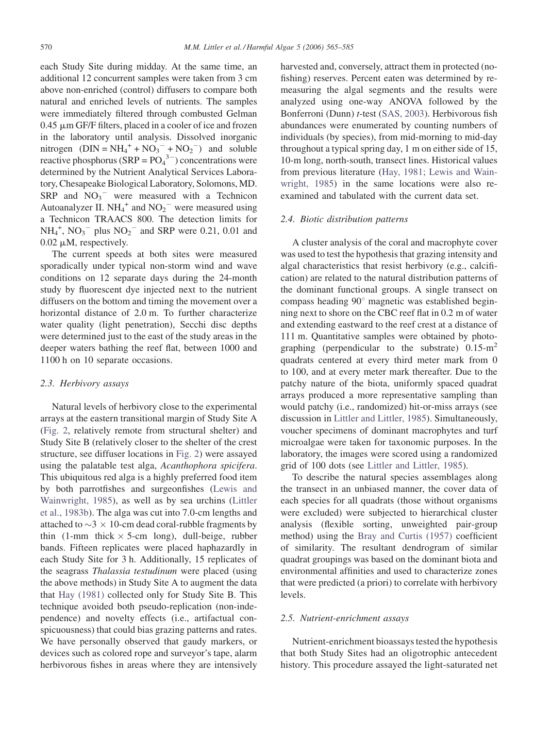each Study Site during midday. At the same time, an additional 12 concurrent samples were taken from 3 cm above non-enriched (control) diffusers to compare both natural and enriched levels of nutrients. The samples were immediately filtered through combusted Gelman 0.45 μm GF/F filters, placed in a cooler of ice and frozen in the laboratory until analysis. Dissolved inorganic nitrogen ($DIN = NH_4^+ + NO_3^- + NO_2^-$) and soluble reactive phosphorus ($SRP = PO_4^{3-}$) concentrations were determined by the Nutrient Analytical Services Laboratory, Chesapeake Biological Laboratory, Solomons, MD. SRP and $NO_3^-$ were measured with a Technicon Autoanalyzer II. $NH_4^+$ and $NO_2^-$ were measured using a Technicon TRAACS 800. The detection limits for $NH_4^+$, $NO_3^-$ plus $NO_2^-$ and SRP were 0.21, 0.01 and 0.02 μM, respectively.

The current speeds at both sites were measured sporadically under typical non-storm wind and wave conditions on 12 separate days during the 24-month study by fluorescent dye injected next to the nutrient diffusers on the bottom and timing the movement over a horizontal distance of 2.0 m. To further characterize water quality (light penetration), Secchi disc depths were determined just to the east of the study areas in the deeper waters bathing the reef flat, between 1000 and 1100 h on 10 separate occasions.

### 2.3. Herbivory assays

Natural levels of herbivory close to the experimental arrays at the eastern transitional margin of Study Site A (Fig. 2, relatively remote from structural shelter) and Study Site B (relatively closer to the shelter of the crest structure, see diffuser locations in Fig. 2) were assayed using the palatable test alga, *Acanthophora spicifera*. This ubiquitous red alga is a highly preferred food item by both parrotfishes and surgeonfishes (Lewis and Wainwright, 1985), as well as by sea urchins (Littler et al., 1983b). The alga was cut into 7.0-cm lengths and attached to ~3 × 10-cm dead coral-rubble fragments by thin (1-mm thick × 5-cm long), dull-beige, rubber bands. Fifteen replicates were placed haphazardly in each Study Site for 3 h. Additionally, 15 replicates of the seagrass *Thalassia testudinum* were placed (using the above methods) in Study Site A to augment the data that Hay (1981) collected only for Study Site B. This technique avoided both pseudo-replication (non-independence) and novelty effects (i.e., artifactual conspicuousness) that could bias grazing patterns and rates. We have personally observed that gaudy markers, or devices such as colored rope and surveyor's tape, alarm herbivorous fishes in areas where they are intensively harvested and, conversely, attract them in protected (no-fishing) reserves. Percent eaten was determined by re-measuring the algal segments and the results were analyzed using one-way ANOVA followed by the Bonferroni (Dunn) *t*-test (SAS, 2003). Herbivorous fish abundances were enumerated by counting numbers of individuals (by species), from mid-morning to mid-day throughout a typical spring day, 1 m on either side of 15, 10-m long, north-south, transect lines. Historical values from previous literature (Hay, 1981; Lewis and Wainwright, 1985) in the same locations were also re-examined and tabulated with the current data set.

### 2.4. Biotic distribution patterns

A cluster analysis of the coral and macrophyte cover was used to test the hypothesis that grazing intensity and algal characteristics that resist herbivory (e.g., calcification) are related to the natural distribution patterns of the dominant functional groups. A single transect on compass heading 90° magnetic was established beginning next to shore on the CBC reef flat in 0.2 m of water and extending eastward to the reef crest at a distance of 111 m. Quantitative samples were obtained by photographing (perpendicular to the substrate) 0.15-$m^2$ quadrats centered at every third meter mark from 0 to 100, and at every meter mark thereafter. Due to the patchy nature of the biota, uniformly spaced quadrat arrays produced a more representative sampling than would patchy (i.e., randomized) hit-or-miss arrays (see discussion in Littler and Littler, 1985). Simultaneously, voucher specimens of dominant macrophytes and turf microalgae were taken for taxonomic purposes. In the laboratory, the images were scored using a randomized grid of 100 dots (see Littler and Littler, 1985).

To describe the natural species assemblages along the transect in an unbiased manner, the cover data of each species for all quadrats (those without organisms were excluded) were subjected to hierarchical cluster analysis (flexible sorting, unweighted pair-group method) using the Bray and Curtis (1957) coefficient of similarity. The resultant dendrogram of similar quadrat groupings was based on the dominant biota and environmental affinities and used to characterize zones that were predicted (a priori) to correlate with herbivory levels.

### 2.5. Nutrient-enrichment assays

Nutrient-enrichment bioassays tested the hypothesis that both Study Sites had an oligotrophic antecedent history. This procedure assayed the light-saturated net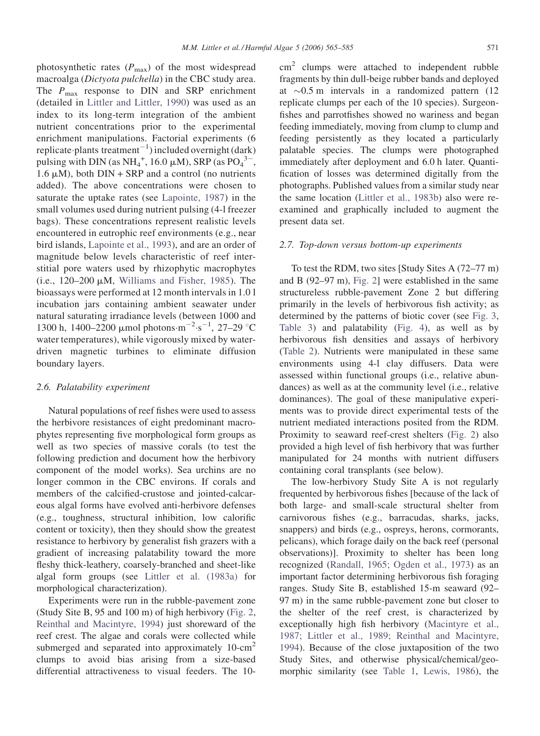photosynthetic rates ($P_{max}$) of the most widespread macroalga (*Dictyota pulchella*) in the CBC study area. The $P_{max}$ response to DIN and SRP enrichment (detailed in Littler and Littler, 1990) was used as an index to its long-term integration of the ambient nutrient concentrations prior to the experimental enrichment manipulations. Factorial experiments (6 replicate·plants treatment$^{-1}$) included overnight (dark) pulsing with DIN (as $NH_4^+$, 16.0 μM), SRP (as $PO_4^{3-}$, 1.6 μM), both DIN + SRP and a control (no nutrients added). The above concentrations were chosen to saturate the uptake rates (see Lapointe, 1987) in the small volumes used during nutrient pulsing (4-l freezer bags). These concentrations represent realistic levels encountered in eutrophic reef environments (e.g., near bird islands, Lapointe et al., 1993), and are an order of magnitude below levels characteristic of reef interstitial pore waters used by rhizophytic macrophytes (i.e., 120–200 μM, Williams and Fisher, 1985). The bioassays were performed at 12 month intervals in 1.0 l incubation jars containing ambient seawater under natural saturating irradiance levels (between 1000 and 1300 h, 1400–2200 μmol photons·m$^{-2}$·s$^{-1}$, 27–29 °C water temperatures), while vigorously mixed by water-driven magnetic turbines to eliminate diffusion boundary layers.

### 2.6. Palatability experiment

Natural populations of reef fishes were used to assess the herbivore resistances of eight predominant macrophytes representing five morphological form groups as well as two species of massive corals (to test the following prediction and document how the herbivory component of the model works). Sea urchins are no longer common in the CBC environs. If corals and members of the calcified-crustose and jointed-calcareous algal forms have evolved anti-herbivore defenses (e.g., toughness, structural inhibition, low calorific content or toxicity), then they should show the greatest resistance to herbivory by generalist fish grazers with a gradient of increasing palatability toward the more fleshy thick-leathery, coarsely-branched and sheet-like algal form groups (see Littler et al. (1983a) for morphological characterization).

Experiments were run in the rubble-pavement zone (Study Site B, 95 and 100 m) of high herbivory (Fig. 2, Reinthal and Macintyre, 1994) just shoreward of the reef crest. The algae and corals were collected while submerged and separated into approximately 10-cm$^2$ clumps to avoid bias arising from a size-based differential attractiveness to visual feeders. The 10-cm$^2$ clumps were attached to independent rubble fragments by thin dull-beige rubber bands and deployed at ~0.5 m intervals in a randomized pattern (12 replicate clumps per each of the 10 species). Surgeonfishes and parrotfishes showed no wariness and began feeding immediately, moving from clump to clump and feeding persistently as they located a particularly palatable species. The clumps were photographed immediately after deployment and 6.0 h later. Quantification of losses was determined digitally from the photographs. Published values from a similar study near the same location (Littler et al., 1983b) also were re-examined and graphically included to augment the present data set.

### 2.7. Top-down versus bottom-up experiments

To test the RDM, two sites [Study Sites A (72–77 m) and B (92–97 m), Fig. 2] were established in the same structureless rubble-pavement Zone 2 but differing primarily in the levels of herbivorous fish activity; as determined by the patterns of biotic cover (see Fig. 3, Table 3) and palatability (Fig. 4), as well as by herbivorous fish densities and assays of herbivory (Table 2). Nutrients were manipulated in these same environments using 4-l clay diffusers. Data were assessed within functional groups (i.e., relative abundances) as well as at the community level (i.e., relative dominances). The goal of these manipulative experiments was to provide direct experimental tests of the nutrient mediated interactions posited from the RDM. Proximity to seaward reef-crest shelters (Fig. 2) also provided a high level of fish herbivory that was further manipulated for 24 months with nutrient diffusers containing coral transplants (see below).

The low-herbivory Study Site A is not regularly frequented by herbivorous fishes [because of the lack of both large- and small-scale structural shelter from carnivorous fishes (e.g., barracudas, sharks, jacks, snappers) and birds (e.g., ospreys, herons, cormorants, pelicans), which forage daily on the back reef (personal observations)]. Proximity to shelter has been long recognized (Randall, 1965; Ogden et al., 1973) as an important factor determining herbivorous fish foraging ranges. Study Site B, established 15-m seaward (92–97 m) in the same rubble-pavement zone but closer to the shelter of the reef crest, is characterized by exceptionally high fish herbivory (Macintyre et al., 1987; Littler et al., 1989; Reinthal and Macintyre, 1994). Because of the close juxtaposition of the two Study Sites, and otherwise physical/chemical/geomorphic similarity (see Table 1, Lewis, 1986), the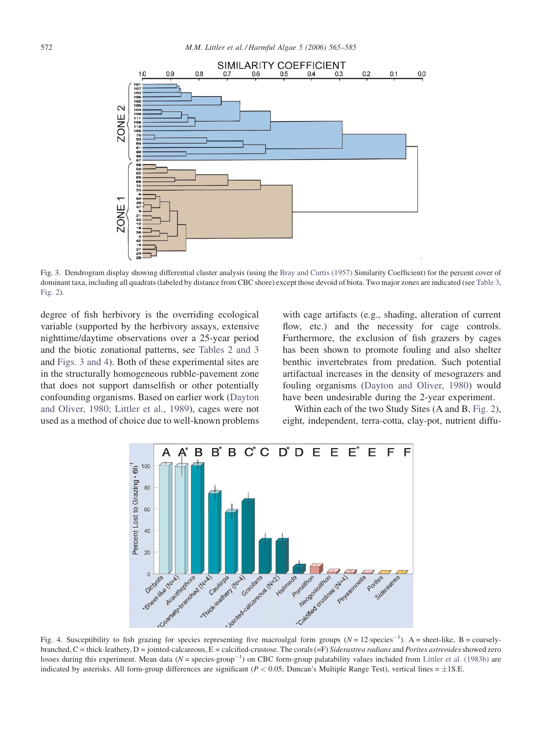Fig. 3. Dendrogram display showing differential cluster analysis (using the Bray and Curtis (1957) Similarity Coefficient) for the percent cover of dominant taxa, including all quadrats (labeled by distance from CBC shore) except those devoid of biota. Two major zones are indicated (see Table 3, Fig. 2).

degree of fish herbivory is the overriding ecological variable (supported by the herbivory assays, extensive nighttime/daytime observations over a 25-year period and the biotic zonational patterns, see Tables 2 and 3 and Figs. 3 and 4). Both of these experimental sites are in the structurally homogeneous rubble-pavement zone that does not support damselfish or other potentially confounding organisms. Based on earlier work (Dayton and Oliver, 1980; Littler et al., 1989), cages were not used as a method of choice due to well-known problems with cage artifacts (e.g., shading, alteration of current flow, etc.) and the necessity for cage controls. Furthermore, the exclusion of fish grazers by cages has been shown to promote fouling and also shelter benthic invertebrates from predation. Such potential artifactual increases in the density of mesograzers and fouling organisms (Dayton and Oliver, 1980) would have been undesirable during the 2-year experiment.

Within each of the two Study Sites (A and B, Fig. 2), eight, independent, terra-cotta, clay-pot, nutrient diffu-

Fig. 4. Susceptibility to fish grazing for species representing five macroalgal form groups ($N = 12 \cdot \text{species}^{-1}$). A = sheet-like, B = coarsely-branched, C = thick-leathery, D = jointed-calcareous, E = calcified-crustose. The corals (=F) *Siderastrea radians* and *Porites astreoides* showed zero losses during this experiment. Mean data ($N = \text{species} \cdot \text{group}^{-1}$) on CBC form-group palatability values included from Littler et al. (1983b) are indicated by asterisks. All form-group differences are significant ($P < 0.05$, Duncan's Multiple Range Test), vertical lines = ±1S.E.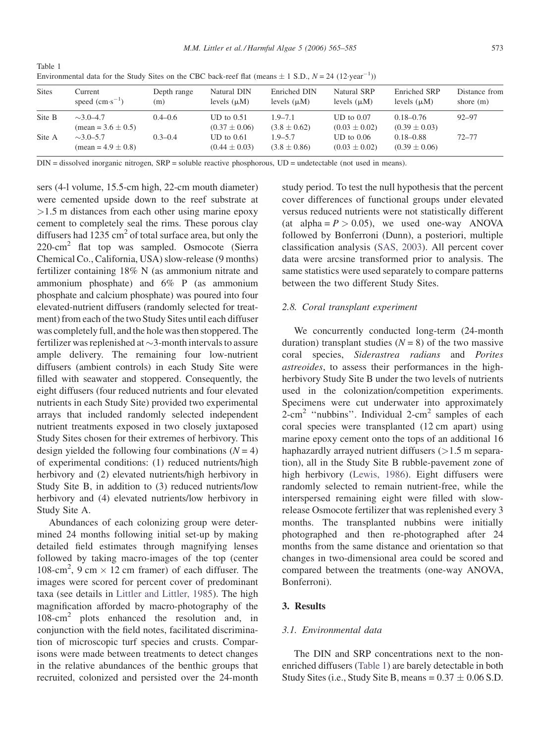Table 1
Environmental data for the Study Sites on the CBC back-reef flat (means ± 1 S.D., $N = 24$ ($12 \cdot year^{-1}$))

| Sites | Current speed ($cm \cdot s^{-1}$) | Depth range (m) | Natural DIN levels (μM) | Enriched DIN levels (μM) | Natural SRP levels (μM) | Enriched SRP levels (μM) | Distance from shore (m) |
|---|---|---|---|---|---|---|---|
| Site B | ∼3.0–4.7 (mean = 3.6 ± 0.5) | 0.4–0.6 | UD to 0.51 (0.37 ± 0.06) | 1.9–7.1 (3.8 ± 0.62) | UD to 0.07 (0.03 ± 0.02) | 0.18–0.76 (0.39 ± 0.03) | 92–97 |
| Site A | ∼3.0–5.7 (mean = 4.9 ± 0.8) | 0.3–0.4 | UD to 0.61 (0.44 ± 0.03) | 1.9–5.7 (3.8 ± 0.86) | UD to 0.06 (0.03 ± 0.02) | 0.18–0.88 (0.39 ± 0.06) | 72–77 |

DIN = dissolved inorganic nitrogen, SRP = soluble reactive phosphorous, UD = undetectable (not used in means).

sers (4-l volume, 15.5-cm high, 22-cm mouth diameter) were cemented upside down to the reef substrate at >1.5 m distances from each other using marine epoxy cement to completely seal the rims. These porous clay diffusers had 1235 $cm^2$ of total surface area, but only the 220-$cm^2$ flat top was sampled. Osmocote (Sierra Chemical Co., California, USA) slow-release (9 months) fertilizer containing 18% N (as ammonium nitrate and ammonium phosphate) and 6% P (as ammonium phosphate and calcium phosphate) was poured into four elevated-nutrient diffusers (randomly selected for treatment) from each of the two Study Sites until each diffuser was completely full, and the hole was then stoppered. The fertilizer was replenished at ∼3-month intervals to assure ample delivery. The remaining four low-nutrient diffusers (ambient controls) in each Study Site were filled with seawater and stoppered. Consequently, the eight diffusers (four reduced nutrients and four elevated nutrients in each Study Site) provided two experimental arrays that included randomly selected independent nutrient treatments exposed in two closely juxtaposed Study Sites chosen for their extremes of herbivory. This design yielded the following four combinations ($N = 4$) of experimental conditions: (1) reduced nutrients/high herbivory and (2) elevated nutrients/high herbivory in Study Site B, in addition to (3) reduced nutrients/low herbivory and (4) elevated nutrients/low herbivory in Study Site A.

Abundances of each colonizing group were determined 24 months following initial set-up by making detailed field estimates through magnifying lenses followed by taking macro-images of the top (center 108-$cm^2$, 9 cm × 12 cm framer) of each diffuser. The images were scored for percent cover of predominant taxa (see details in Littler and Littler, 1985). The high magnification afforded by macro-photography of the 108-$cm^2$ plots enhanced the resolution and, in conjunction with the field notes, facilitated discrimination of microscopic turf species and crusts. Comparisons were made between treatments to detect changes in the relative abundances of the benthic groups that recruited, colonized and persisted over the 24-month study period. To test the null hypothesis that the percent cover differences of functional groups under elevated versus reduced nutrients were not statistically different (at alpha = $P > 0.05$), we used one-way ANOVA followed by Bonferroni (Dunn), a posteriori, multiple classification analysis (SAS, 2003). All percent cover data were arcsine transformed prior to analysis. The same statistics were used separately to compare patterns between the two different Study Sites.

### 2.8. Coral transplant experiment

We concurrently conducted long-term (24-month duration) transplant studies ($N = 8$) of the two massive coral species, *Siderastrea radians* and *Porites astreoides*, to assess their performances in the high-herbivory Study Site B under the two levels of nutrients used in the colonization/competition experiments. Specimens were cut underwater into approximately 2-$cm^2$ "nubbins". Individual 2-$cm^2$ samples of each coral species were transplanted (12 cm apart) using marine epoxy cement onto the tops of an additional 16 haphazardly arrayed nutrient diffusers (>1.5 m separation), all in the Study Site B rubble-pavement zone of high herbivory (Lewis, 1986). Eight diffusers were randomly selected to remain nutrient-free, while the interspersed remaining eight were filled with slow-release Osmocote fertilizer that was replenished every 3 months. The transplanted nubbins were initially photographed and then re-photographed after 24 months from the same distance and orientation so that changes in two-dimensional area could be scored and compared between the treatments (one-way ANOVA, Bonferroni).

## 3. Results

### 3.1. Environmental data

The DIN and SRP concentrations next to the non-enriched diffusers (Table 1) are barely detectable in both Study Sites (i.e., Study Site B, means = 0.37 ± 0.06 S.D.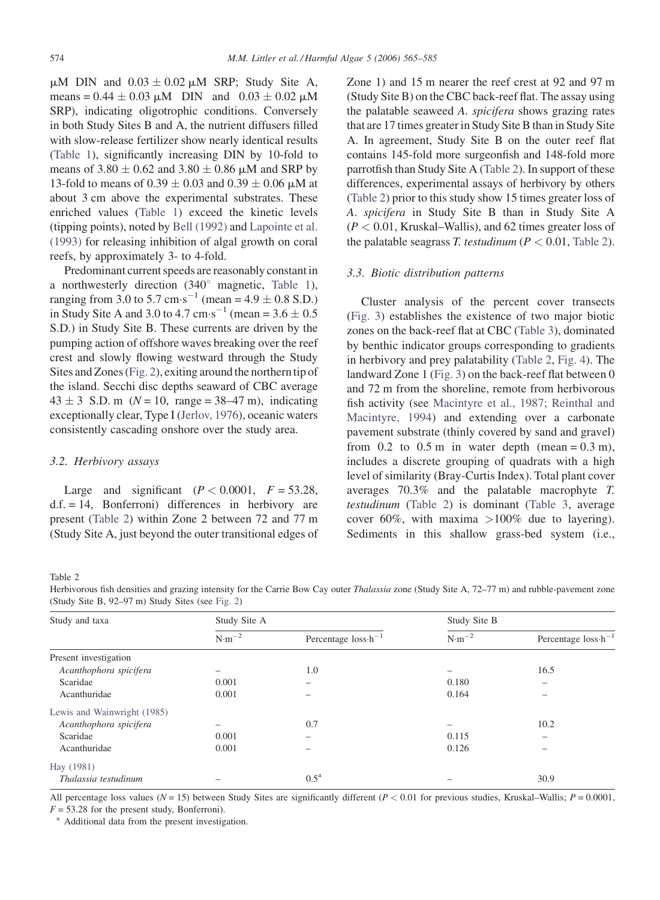μM DIN and $0.03 \pm 0.02$ μM SRP; Study Site A, means = $0.44 \pm 0.03$ μM DIN and $0.03 \pm 0.02$ μM SRP), indicating oligotrophic conditions. Conversely in both Study Sites B and A, the nutrient diffusers filled with slow-release fertilizer show nearly identical results (Table 1), significantly increasing DIN by 10-fold to means of $3.80 \pm 0.62$ and $3.80 \pm 0.86$ μM and SRP by 13-fold to means of $0.39 \pm 0.03$ and $0.39 \pm 0.06$ μM at about 3 cm above the experimental substrates. These enriched values (Table 1) exceed the kinetic levels (tipping points), noted by Bell (1992) and Lapointe et al. (1993) for releasing inhibition of algal growth on coral reefs, by approximately 3- to 4-fold.

Predominant current speeds are reasonably constant in a northwesterly direction (340° magnetic, Table 1), ranging from 3.0 to 5.7 cm·s$^{-1}$ (mean = $4.9 \pm 0.8$ S.D.) in Study Site A and 3.0 to 4.7 cm·s$^{-1}$ (mean = $3.6 \pm 0.5$ S.D.) in Study Site B. These currents are driven by the pumping action of offshore waves breaking over the reef crest and slowly flowing westward through the Study Sites and Zones (Fig. 2), exiting around the northern tip of the island. Secchi disc depths seaward of CBC average $43 \pm 3$ S.D. m ($N = 10$, range = 38–47 m), indicating exceptionally clear, Type I (Jerlov, 1976), oceanic waters consistently cascading onshore over the study area.

### 3.2. Herbivory assays

Large and significant ($P < 0.0001$, $F = 53.28$, d.f. = 14, Bonferroni) differences in herbivory are present (Table 2) within Zone 2 between 72 and 77 m (Study Site A, just beyond the outer transitional edges of Zone 1) and 15 m nearer the reef crest at 92 and 97 m (Study Site B) on the CBC back-reef flat. The assay using the palatable seaweed *A. spicifera* shows grazing rates that are 17 times greater in Study Site B than in Study Site A. In agreement, Study Site B on the outer reef flat contains 145-fold more surgeonfish and 148-fold more parrotfish than Study Site A (Table 2). In support of these differences, experimental assays of herbivory by others (Table 2) prior to this study show 15 times greater loss of *A. spicifera* in Study Site B than in Study Site A ($P < 0.01$, Kruskal–Wallis), and 62 times greater loss of the palatable seagrass *T. testudinum* ($P < 0.01$, Table 2).

### 3.3. Biotic distribution patterns

Cluster analysis of the percent cover transects (Fig. 3) establishes the existence of two major biotic zones on the back-reef flat at CBC (Table 3), dominated by benthic indicator groups corresponding to gradients in herbivory and prey palatability (Table 2, Fig. 4). The landward Zone 1 (Fig. 3) on the back-reef flat between 0 and 72 m from the shoreline, remote from herbivorous fish activity (see Macintyre et al., 1987; Reinthal and Macintyre, 1994) and extending over a carbonate pavement substrate (thinly covered by sand and gravel) from 0.2 to 0.5 m in water depth (mean = 0.3 m), includes a discrete grouping of quadrats with a high level of similarity (Bray-Curtis Index). Total plant cover averages 70.3% and the palatable macrophyte *T. testudinum* (Table 2) is dominant (Table 3, average cover 60%, with maxima >100% due to layering). Sediments in this shallow grass-bed system (i.e.,

Table 2
Herbivorous fish densities and grazing intensity for the Carrie Bow Cay outer *Thalassia* zone (Study Site A, 72–77 m) and rubble-pavement zone (Study Site B, 92–97 m) Study Sites (see Fig. 2)

| Study and taxa | Study Site A | | Study Site B | |
|---|---|---|---|---|
| | N·m$^{-2}$ | Percentage loss·h$^{-1}$ | N·m$^{-2}$ | Percentage loss·h$^{-1}$ |
| Present investigation | | | | |
| *Acanthophora spicifera* | – | 1.0 | – | 16.5 |
| Scaridae | 0.001 | – | 0.180 | – |
| Acanthuridae | 0.001 | – | 0.164 | – |
| Lewis and Wainwright (1985) | | | | |
| *Acanthophora spicifera* | – | 0.7 | – | 10.2 |
| Scaridae | 0.001 | – | 0.115 | – |
| Acanthuridae | 0.001 | – | 0.126 | – |
| Hay (1981) | | | | |
| *Thalassia testudinum* | – | 0.5[a] | – | 30.9 |

All percentage loss values ($N = 15$) between Study Sites are significantly different ($P < 0.01$ for previous studies, Kruskal–Wallis; $P = 0.0001$, $F = 53.28$ for the present study, Bonferroni).

[a] Additional data from the present investigation.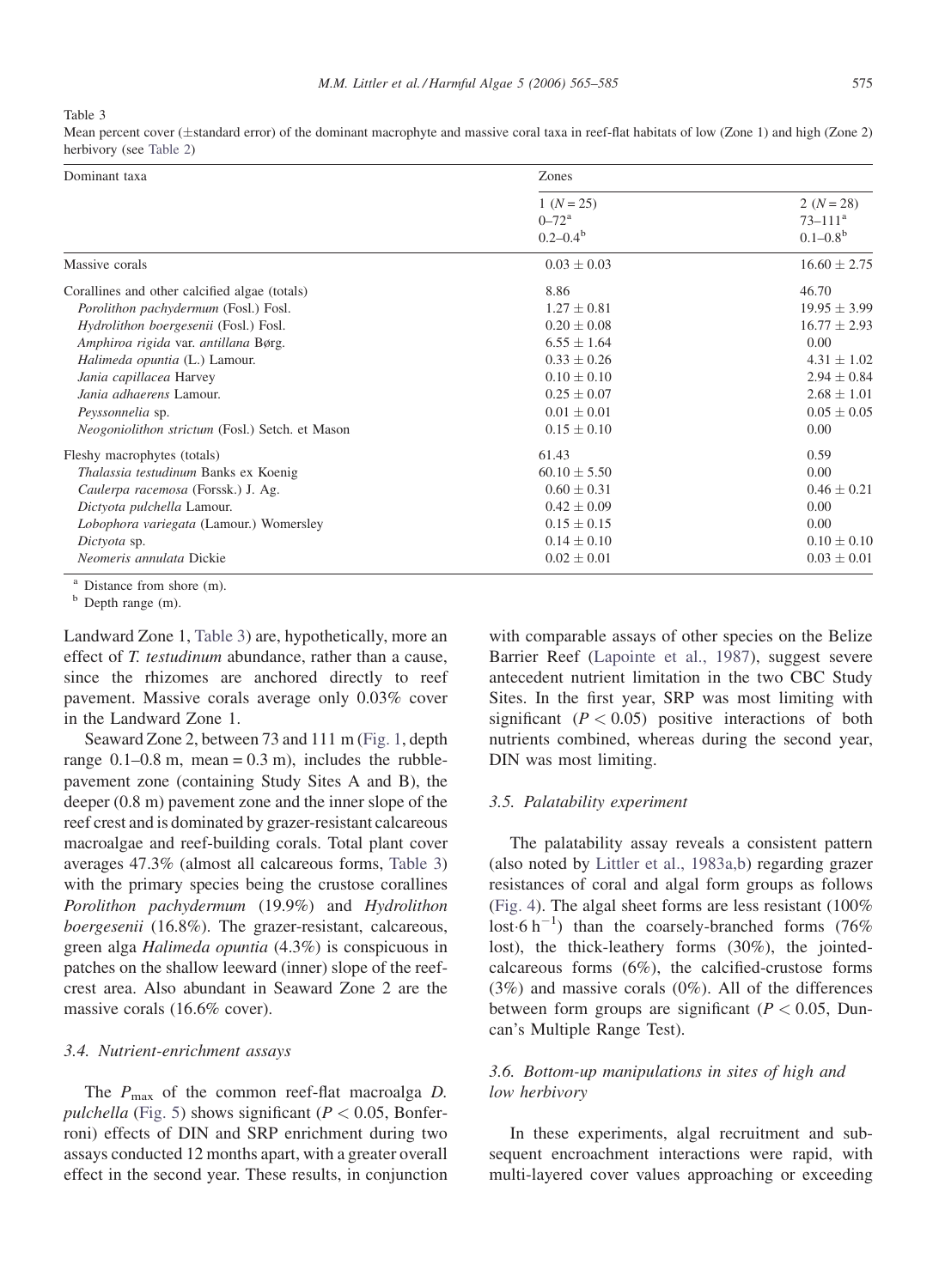Table 3

Mean percent cover (±standard error) of the dominant macrophyte and massive coral taxa in reef-flat habitats of low (Zone 1) and high (Zone 2) herbivory (see Table 2)

| Dominant taxa | Zones | |
|---|---|---|
| | 1 ($N = 25$)<br>0–72[a]<br>0.2–0.4[b] | 2 ($N = 28$)<br>73–111[a]<br>0.1–0.8[b] |
| Massive corals | 0.03 ± 0.03 | 16.60 ± 2.75 |
| Corallines and other calcified algae (totals) | 8.86 | 46.70 |
| *Porolithon pachydermum* (Fosl.) Fosl. | 1.27 ± 0.81 | 19.95 ± 3.99 |
| *Hydrolithon boergesenii* (Fosl.) Fosl. | 0.20 ± 0.08 | 16.77 ± 2.93 |
| *Amphiroa rigida* var. *antillana* Børg. | 6.55 ± 1.64 | 0.00 |
| *Halimeda opuntia* (L.) Lamour. | 0.33 ± 0.26 | 4.31 ± 1.02 |
| *Jania capillacea* Harvey | 0.10 ± 0.10 | 2.94 ± 0.84 |
| *Jania adhaerens* Lamour. | 0.25 ± 0.07 | 2.68 ± 1.01 |
| *Peyssonnelia* sp. | 0.01 ± 0.01 | 0.05 ± 0.05 |
| *Neogoniolithon strictum* (Fosl.) Setch. et Mason | 0.15 ± 0.10 | 0.00 |
| Fleshy macrophytes (totals) | 61.43 | 0.59 |
| *Thalassia testudinum* Banks ex Koenig | 60.10 ± 5.50 | 0.00 |
| *Caulerpa racemosa* (Forssk.) J. Ag. | 0.60 ± 0.31 | 0.46 ± 0.21 |
| *Dictyota pulchella* Lamour. | 0.42 ± 0.09 | 0.00 |
| *Lobophora variegata* (Lamour.) Womersley | 0.15 ± 0.15 | 0.00 |
| *Dictyota* sp. | 0.14 ± 0.10 | 0.10 ± 0.10 |
| *Neomeris annulata* Dickie | 0.02 ± 0.01 | 0.03 ± 0.01 |

[a] Distance from shore (m).

[b] Depth range (m).

Landward Zone 1, Table 3) are, hypothetically, more an effect of *T. testudinum* abundance, rather than a cause, since the rhizomes are anchored directly to reef pavement. Massive corals average only 0.03% cover in the Landward Zone 1.

Seaward Zone 2, between 73 and 111 m (Fig. 1, depth range 0.1–0.8 m, mean = 0.3 m), includes the rubble-pavement zone (containing Study Sites A and B), the deeper (0.8 m) pavement zone and the inner slope of the reef crest and is dominated by grazer-resistant calcareous macroalgae and reef-building corals. Total plant cover averages 47.3% (almost all calcareous forms, Table 3) with the primary species being the crustose corallines *Porolithon pachydermum* (19.9%) and *Hydrolithon boergesenii* (16.8%). The grazer-resistant, calcareous, green alga *Halimeda opuntia* (4.3%) is conspicuous in patches on the shallow leeward (inner) slope of the reef-crest area. Also abundant in Seaward Zone 2 are the massive corals (16.6% cover).

### 3.4. Nutrient-enrichment assays

The $P_{max}$ of the common reef-flat macroalga *D. pulchella* (Fig. 5) shows significant ($P < 0.05$, Bonferroni) effects of DIN and SRP enrichment during two assays conducted 12 months apart, with a greater overall effect in the second year. These results, in conjunction with comparable assays of other species on the Belize Barrier Reef (Lapointe et al., 1987), suggest severe antecedent nutrient limitation in the two CBC Study Sites. In the first year, SRP was most limiting with significant ($P < 0.05$) positive interactions of both nutrients combined, whereas during the second year, DIN was most limiting.

### 3.5. Palatability experiment

The palatability assay reveals a consistent pattern (also noted by Littler et al., 1983a,b) regarding grazer resistances of coral and algal form groups as follows (Fig. 4). The algal sheet forms are less resistant (100% lost·6 $h^{-1}$) than the coarsely-branched forms (76% lost), the thick-leathery forms (30%), the jointed-calcareous forms (6%), the calcified-crustose forms (3%) and massive corals (0%). All of the differences between form groups are significant ($P < 0.05$, Duncan's Multiple Range Test).

### 3.6. Bottom-up manipulations in sites of high and low herbivory

In these experiments, algal recruitment and subsequent encroachment interactions were rapid, with multi-layered cover values approaching or exceeding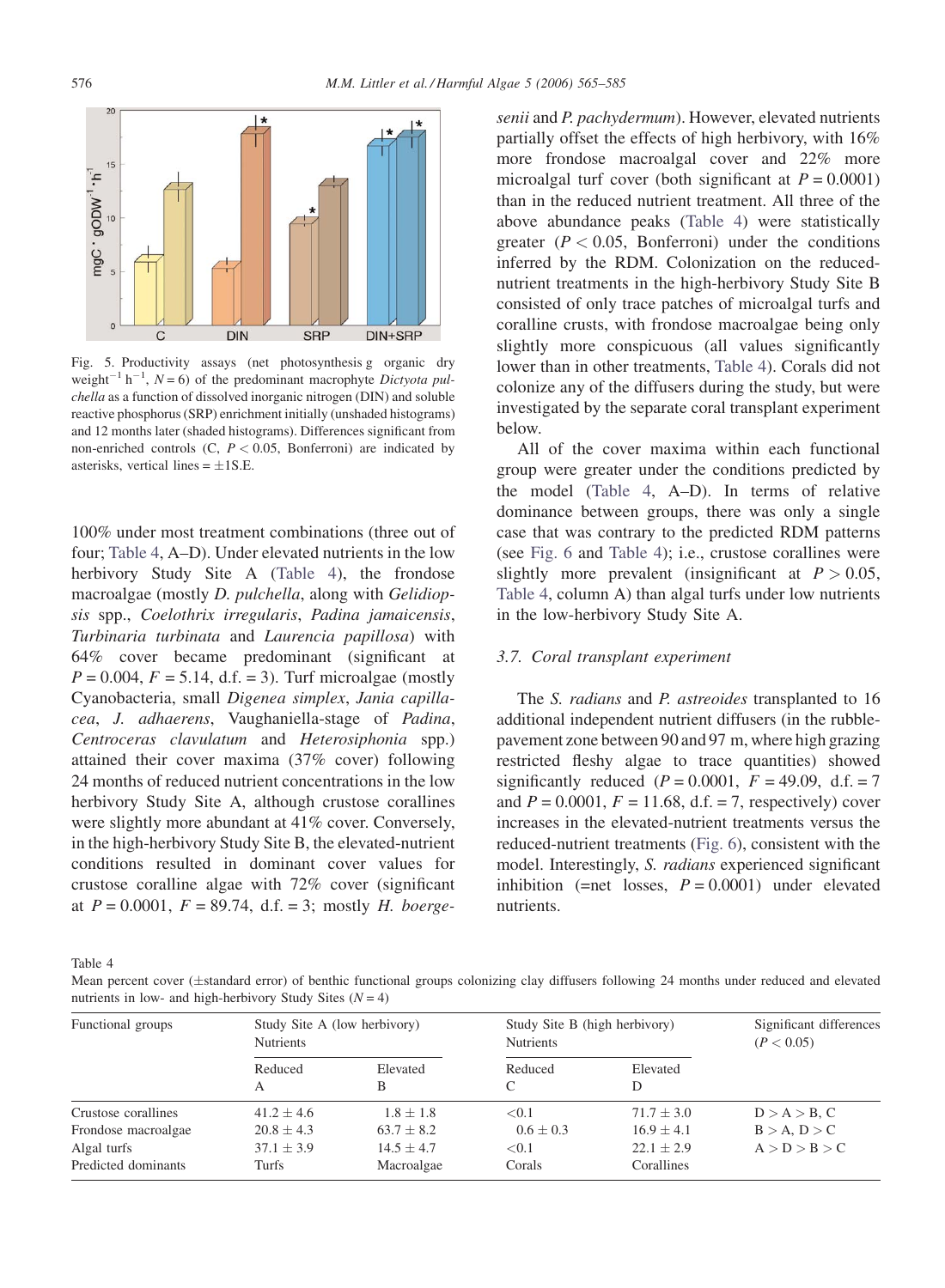Fig. 5. Productivity assays (net photosynthesis g organic dry weight$^{-1}$ h$^{-1}$, $N = 6$) of the predominant macrophyte *Dictyota pulchella* as a function of dissolved inorganic nitrogen (DIN) and soluble reactive phosphorus (SRP) enrichment initially (unshaded histograms) and 12 months later (shaded histograms). Differences significant from non-enriched controls (C, $P < 0.05$, Bonferroni) are indicated by asterisks, vertical lines = ±1S.E.

100% under most treatment combinations (three out of four; Table 4, A–D). Under elevated nutrients in the low herbivory Study Site A (Table 4), the frondose macroalgae (mostly *D. pulchella*, along with *Gelidiopsis* spp., *Coelothrix irregularis*, *Padina jamaicensis*, *Turbinaria turbinata* and *Laurencia papillosa*) with 64% cover became predominant (significant at $P = 0.004$, $F = 5.14$, d.f. = 3). Turf microalgae (mostly Cyanobacteria, small *Digenea simplex*, *Jania capillacea*, *J. adhaerens*, Vaughaniella-stage of *Padina*, *Centroceras clavulatum* and *Heterosiphonia* spp.) attained their cover maxima (37% cover) following 24 months of reduced nutrient concentrations in the low herbivory Study Site A, although crustose corallines were slightly more abundant at 41% cover. Conversely, in the high-herbivory Study Site B, the elevated-nutrient conditions resulted in dominant cover values for crustose coralline algae with 72% cover (significant at $P = 0.0001$, $F = 89.74$, d.f. = 3; mostly *H. boergesenii* and *P. pachydermum*). However, elevated nutrients partially offset the effects of high herbivory, with 16% more frondose macroalgal cover and 22% more microalgal turf cover (both significant at $P = 0.0001$) than in the reduced nutrient treatment. All three of the above abundance peaks (Table 4) were statistically greater ($P < 0.05$, Bonferroni) under the conditions inferred by the RDM. Colonization on the reduced-nutrient treatments in the high-herbivory Study Site B consisted of only trace patches of microalgal turfs and coralline crusts, with frondose macroalgae being only slightly more conspicuous (all values significantly lower than in other treatments, Table 4). Corals did not colonize any of the diffusers during the study, but were investigated by the separate coral transplant experiment below.

All of the cover maxima within each functional group were greater under the conditions predicted by the model (Table 4, A–D). In terms of relative dominance between groups, there was only a single case that was contrary to the predicted RDM patterns (see Fig. 6 and Table 4); i.e., crustose corallines were slightly more prevalent (insignificant at $P > 0.05$, Table 4, column A) than algal turfs under low nutrients in the low-herbivory Study Site A.

### 3.7. Coral transplant experiment

The *S. radians* and *P. astreoides* transplanted to 16 additional independent nutrient diffusers (in the rubble-pavement zone between 90 and 97 m, where high grazing restricted fleshy algae to trace quantities) showed significantly reduced ($P = 0.0001$, $F = 49.09$, d.f. = 7 and $P = 0.0001$, $F = 11.68$, d.f. = 7, respectively) cover increases in the elevated-nutrient treatments versus the reduced-nutrient treatments (Fig. 6), consistent with the model. Interestingly, *S. radians* experienced significant inhibition (=net losses, $P = 0.0001$) under elevated nutrients.

Table 4
Mean percent cover (±standard error) of benthic functional groups colonizing clay diffusers following 24 months under reduced and elevated nutrients in low- and high-herbivory Study Sites ($N = 4$)

| Functional groups | Study Site A (low herbivory) Nutrients | | Study Site B (high herbivory) Nutrients | | Significant differences ($P < 0.05$) |
|---|---|---|---|---|---|
| | Reduced A | Elevated B | Reduced C | Elevated D | |
| Crustose corallines | 41.2 ± 4.6 | 1.8 ± 1.8 | <0.1 | 71.7 ± 3.0 | D > A > B, C |
| Frondose macroalgae | 20.8 ± 4.3 | 63.7 ± 8.2 | 0.6 ± 0.3 | 16.9 ± 4.1 | B > A, D > C |
| Algal turfs | 37.1 ± 3.9 | 14.5 ± 4.7 | <0.1 | 22.1 ± 2.9 | A > D > B > C |
| Predicted dominants | Turfs | Macroalgae | Corals | Corallines | |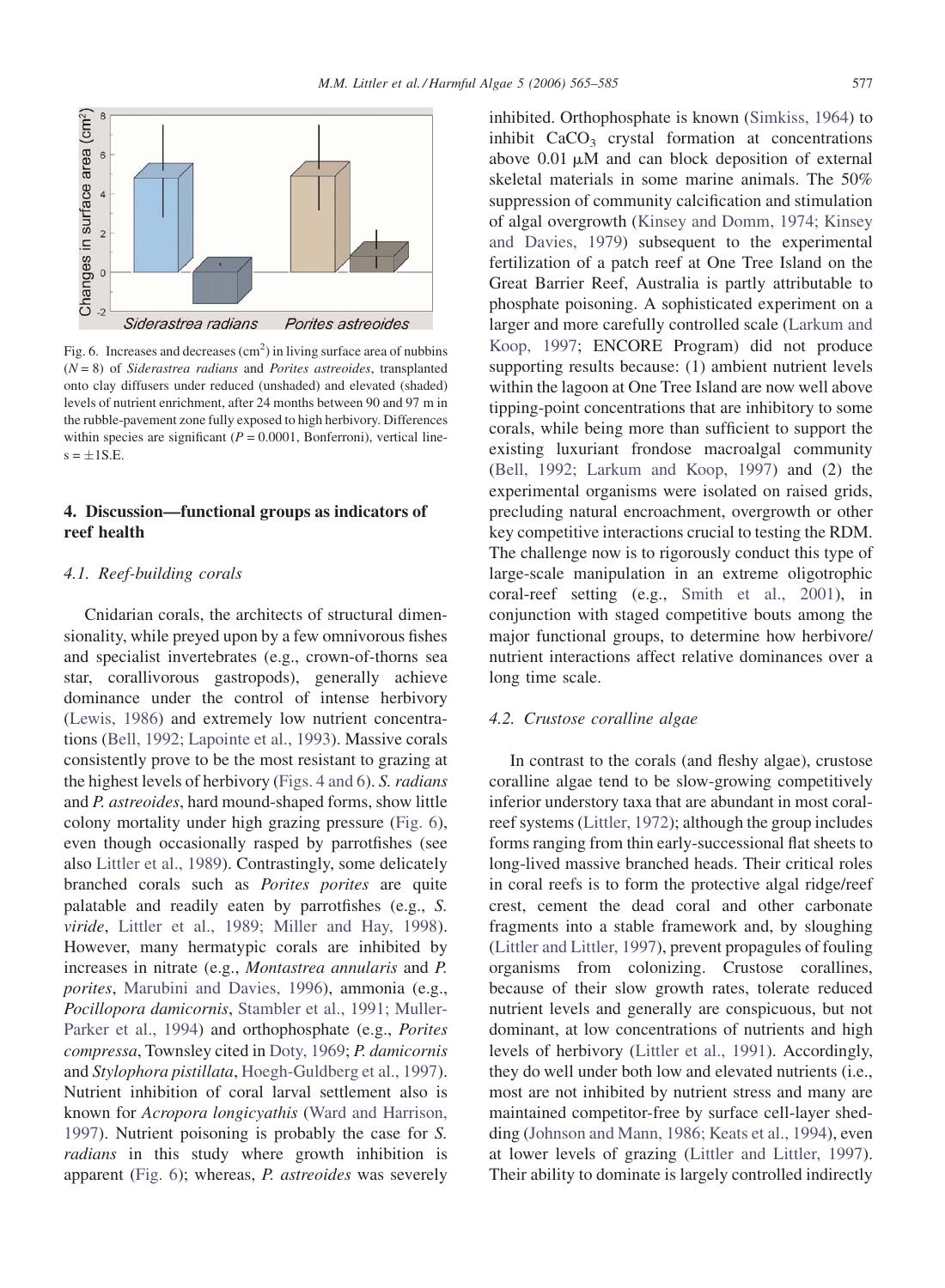Fig. 6. Increases and decreases ($cm^2$) in living surface area of nubbins ($N = 8$) of *Siderastrea radians* and *Porites astreoides*, transplanted onto clay diffusers under reduced (unshaded) and elevated (shaded) levels of nutrient enrichment, after 24 months between 90 and 97 m in the rubble-pavement zone fully exposed to high herbivory. Differences within species are significant ($P = 0.0001$, Bonferroni), vertical lines $= \pm 1$S.E.

## 4. Discussion—functional groups as indicators of reef health

### 4.1. Reef-building corals

Cnidarian corals, the architects of structural dimensionality, while preyed upon by a few omnivorous fishes and specialist invertebrates (e.g., crown-of-thorns sea star, corallivorous gastropods), generally achieve dominance under the control of intense herbivory (Lewis, 1986) and extremely low nutrient concentrations (Bell, 1992; Lapointe et al., 1993). Massive corals consistently prove to be the most resistant to grazing at the highest levels of herbivory (Figs. 4 and 6). *S. radians* and *P. astreoides*, hard mound-shaped forms, show little colony mortality under high grazing pressure (Fig. 6), even though occasionally rasped by parrotfishes (see also Littler et al., 1989). Contrastingly, some delicately branched corals such as *Porites porites* are quite palatable and readily eaten by parrotfishes (e.g., *S. viride*, Littler et al., 1989; Miller and Hay, 1998). However, many hermatypic corals are inhibited by increases in nitrate (e.g., *Montastrea annularis* and *P. porites*, Marubini and Davies, 1996), ammonia (e.g., *Pocillopora damicornis*, Stambler et al., 1991; Muller-Parker et al., 1994) and orthophosphate (e.g., *Porites compressa*, Townsley cited in Doty, 1969; *P. damicornis* and *Stylophora pistillata*, Hoegh-Guldberg et al., 1997). Nutrient inhibition of coral larval settlement also is known for *Acropora longicyathis* (Ward and Harrison, 1997). Nutrient poisoning is probably the case for *S. radians* in this study where growth inhibition is apparent (Fig. 6); whereas, *P. astreoides* was severely inhibited. Orthophosphate is known (Simkiss, 1964) to inhibit $CaCO_3$ crystal formation at concentrations above 0.01 μM and can block deposition of external skeletal materials in some marine animals. The 50% suppression of community calcification and stimulation of algal overgrowth (Kinsey and Domm, 1974; Kinsey and Davies, 1979) subsequent to the experimental fertilization of a patch reef at One Tree Island on the Great Barrier Reef, Australia is partly attributable to phosphate poisoning. A sophisticated experiment on a larger and more carefully controlled scale (Larkum and Koop, 1997; ENCORE Program) did not produce supporting results because: (1) ambient nutrient levels within the lagoon at One Tree Island are now well above tipping-point concentrations that are inhibitory to some corals, while being more than sufficient to support the existing luxuriant frondose macroalgal community (Bell, 1992; Larkum and Koop, 1997) and (2) the experimental organisms were isolated on raised grids, precluding natural encroachment, overgrowth or other key competitive interactions crucial to testing the RDM. The challenge now is to rigorously conduct this type of large-scale manipulation in an extreme oligotrophic coral-reef setting (e.g., Smith et al., 2001), in conjunction with staged competitive bouts among the major functional groups, to determine how herbivore/nutrient interactions affect relative dominances over a long time scale.

### 4.2. Crustose coralline algae

In contrast to the corals (and fleshy algae), crustose coralline algae tend to be slow-growing competitively inferior understory taxa that are abundant in most coral-reef systems (Littler, 1972); although the group includes forms ranging from thin early-successional flat sheets to long-lived massive branched heads. Their critical roles in coral reefs is to form the protective algal ridge/reef crest, cement the dead coral and other carbonate fragments into a stable framework and, by sloughing (Littler and Littler, 1997), prevent propagules of fouling organisms from colonizing. Crustose corallines, because of their slow growth rates, tolerate reduced nutrient levels and generally are conspicuous, but not dominant, at low concentrations of nutrients and high levels of herbivory (Littler et al., 1991). Accordingly, they do well under both low and elevated nutrients (i.e., most are not inhibited by nutrient stress and many are maintained competitor-free by surface cell-layer shedding (Johnson and Mann, 1986; Keats et al., 1994), even at lower levels of grazing (Littler and Littler, 1997). Their ability to dominate is largely controlled indirectly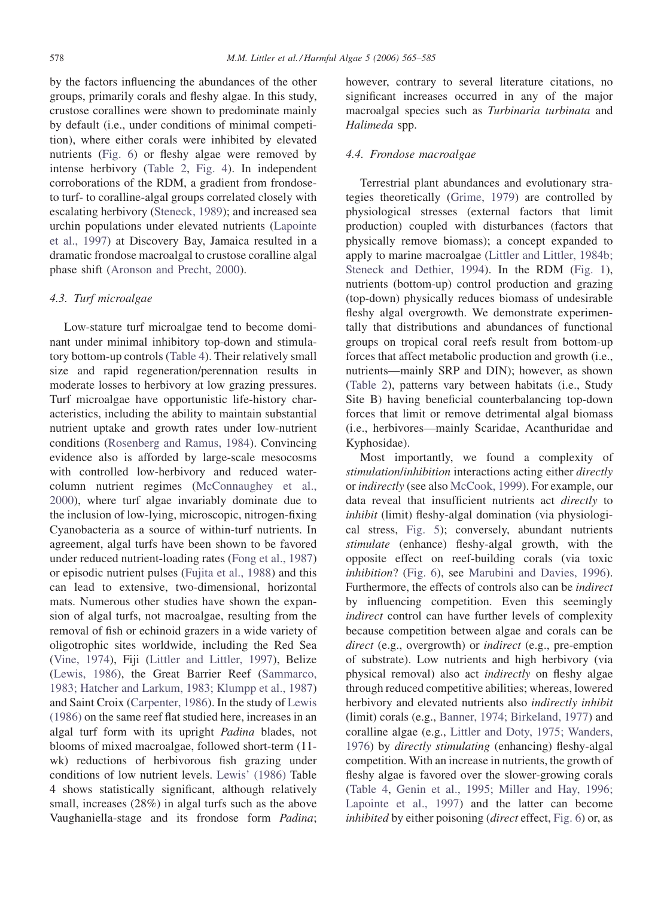by the factors influencing the abundances of the other groups, primarily corals and fleshy algae. In this study, crustose corallines were shown to predominate mainly by default (i.e., under conditions of minimal competition), where either corals were inhibited by elevated nutrients (Fig. 6) or fleshy algae were removed by intense herbivory (Table 2, Fig. 4). In independent corroborations of the RDM, a gradient from frondose- to turf- to coralline-algal groups correlated closely with escalating herbivory (Steneck, 1989); and increased sea urchin populations under elevated nutrients (Lapointe et al., 1997) at Discovery Bay, Jamaica resulted in a dramatic frondose macroalgal to crustose coralline algal phase shift (Aronson and Precht, 2000).

### 4.3. Turf microalgae

Low-stature turf microalgae tend to become dominant under minimal inhibitory top-down and stimulatory bottom-up controls (Table 4). Their relatively small size and rapid regeneration/perennation results in moderate losses to herbivory at low grazing pressures. Turf microalgae have opportunistic life-history characteristics, including the ability to maintain substantial nutrient uptake and growth rates under low-nutrient conditions (Rosenberg and Ramus, 1984). Convincing evidence also is afforded by large-scale mesocosms with controlled low-herbivory and reduced water-column nutrient regimes (McConnaughey et al., 2000), where turf algae invariably dominate due to the inclusion of low-lying, microscopic, nitrogen-fixing Cyanobacteria as a source of within-turf nutrients. In agreement, algal turfs have been shown to be favored under reduced nutrient-loading rates (Fong et al., 1987) or episodic nutrient pulses (Fujita et al., 1988) and this can lead to extensive, two-dimensional, horizontal mats. Numerous other studies have shown the expansion of algal turfs, not macroalgae, resulting from the removal of fish or echinoid grazers in a wide variety of oligotrophic sites worldwide, including the Red Sea (Vine, 1974), Fiji (Littler and Littler, 1997), Belize (Lewis, 1986), the Great Barrier Reef (Sammarco, 1983; Hatcher and Larkum, 1983; Klumpp et al., 1987) and Saint Croix (Carpenter, 1986). In the study of Lewis (1986) on the same reef flat studied here, increases in an algal turf form with its upright *Padina* blades, not blooms of mixed macroalgae, followed short-term (11-wk) reductions of herbivorous fish grazing under conditions of low nutrient levels. Lewis' (1986) Table 4 shows statistically significant, although relatively small, increases (28%) in algal turfs such as the above Vaughaniella-stage and its frondose form *Padina*; however, contrary to several literature citations, no significant increases occurred in any of the major macroalgal species such as *Turbinaria turbinata* and *Halimeda* spp.

### 4.4. Frondose macroalgae

Terrestrial plant abundances and evolutionary strategies theoretically (Grime, 1979) are controlled by physiological stresses (external factors that limit production) coupled with disturbances (factors that physically remove biomass); a concept expanded to apply to marine macroalgae (Littler and Littler, 1984b; Steneck and Dethier, 1994). In the RDM (Fig. 1), nutrients (bottom-up) control production and grazing (top-down) physically reduces biomass of undesirable fleshy algal overgrowth. We demonstrate experimentally that distributions and abundances of functional groups on tropical coral reefs result from bottom-up forces that affect metabolic production and growth (i.e., nutrients—mainly SRP and DIN); however, as shown (Table 2), patterns vary between habitats (i.e., Study Site B) having beneficial counterbalancing top-down forces that limit or remove detrimental algal biomass (i.e., herbivores—mainly Scaridae, Acanthuridae and Kyphosidae).

Most importantly, we found a complexity of *stimulation/inhibition* interactions acting either *directly* or *indirectly* (see also McCook, 1999). For example, our data reveal that insufficient nutrients act *directly* to *inhibit* (limit) fleshy-algal domination (via physiological stress, Fig. 5); conversely, abundant nutrients *stimulate* (enhance) fleshy-algal growth, with the opposite effect on reef-building corals (via toxic *inhibition*? (Fig. 6), see Marubini and Davies, 1996). Furthermore, the effects of controls also can be *indirect* by influencing competition. Even this seemingly *indirect* control can have further levels of complexity because competition between algae and corals can be *direct* (e.g., overgrowth) or *indirect* (e.g., pre-emption of substrate). Low nutrients and high herbivory (via physical removal) also act *indirectly* on fleshy algae through reduced competitive abilities; whereas, lowered herbivory and elevated nutrients also *indirectly inhibit* (limit) corals (e.g., Banner, 1974; Birkeland, 1977) and coralline algae (e.g., Littler and Doty, 1975; Wanders, 1976) by *directly stimulating* (enhancing) fleshy-algal competition. With an increase in nutrients, the growth of fleshy algae is favored over the slower-growing corals (Table 4, Genin et al., 1995; Miller and Hay, 1996; Lapointe et al., 1997) and the latter can become *inhibited* by either poisoning (*direct* effect, Fig. 6) or, as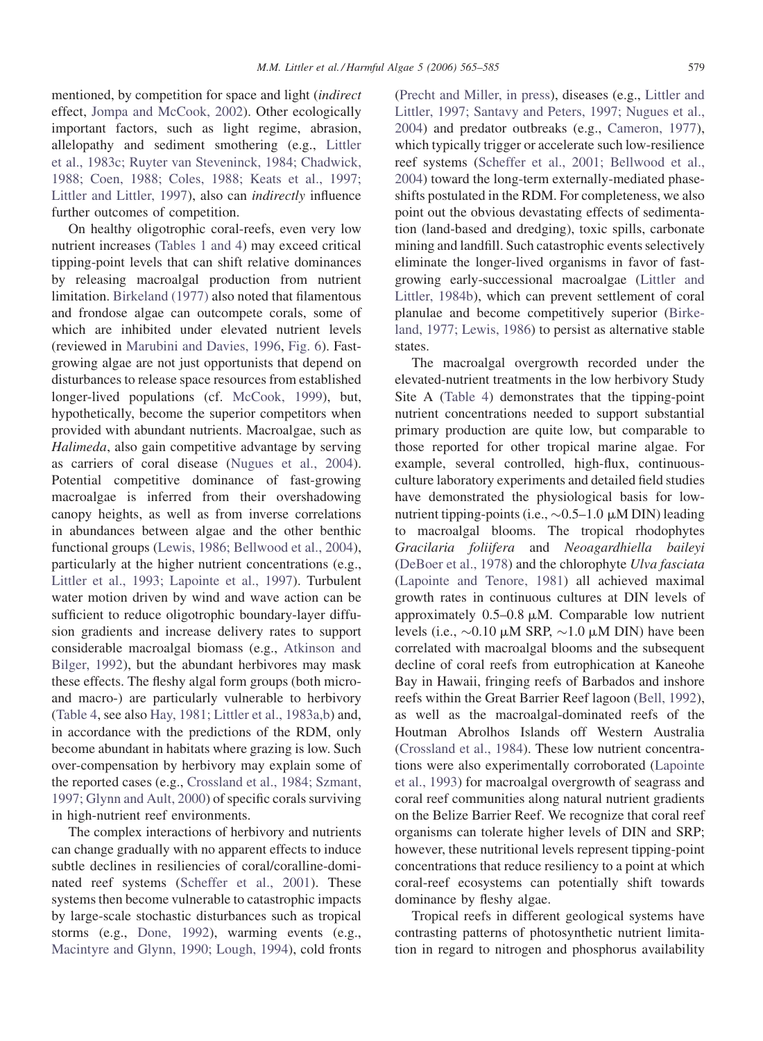mentioned, by competition for space and light (*indirect* effect, Jompa and McCook, 2002). Other ecologically important factors, such as light regime, abrasion, allelopathy and sediment smothering (e.g., Littler et al., 1983c; Ruyter van Steveninck, 1984; Chadwick, 1988; Coen, 1988; Coles, 1988; Keats et al., 1997; Littler and Littler, 1997), also can *indirectly* influence further outcomes of competition.

On healthy oligotrophic coral-reefs, even very low nutrient increases (Tables 1 and 4) may exceed critical tipping-point levels that can shift relative dominances by releasing macroalgal production from nutrient limitation. Birkeland (1977) also noted that filamentous and frondose algae can outcompete corals, some of which are inhibited under elevated nutrient levels (reviewed in Marubini and Davies, 1996, Fig. 6). Fast-growing algae are not just opportunists that depend on disturbances to release space resources from established longer-lived populations (cf. McCook, 1999), but, hypothetically, become the superior competitors when provided with abundant nutrients. Macroalgae, such as *Halimeda*, also gain competitive advantage by serving as carriers of coral disease (Nugues et al., 2004). Potential competitive dominance of fast-growing macroalgae is inferred from their overshadowing canopy heights, as well as from inverse correlations in abundances between algae and the other benthic functional groups (Lewis, 1986; Bellwood et al., 2004), particularly at the higher nutrient concentrations (e.g., Littler et al., 1993; Lapointe et al., 1997). Turbulent water motion driven by wind and wave action can be sufficient to reduce oligotrophic boundary-layer diffusion gradients and increase delivery rates to support considerable macroalgal biomass (e.g., Atkinson and Bilger, 1992), but the abundant herbivores may mask these effects. The fleshy algal form groups (both micro- and macro-) are particularly vulnerable to herbivory (Table 4, see also Hay, 1981; Littler et al., 1983a,b) and, in accordance with the predictions of the RDM, only become abundant in habitats where grazing is low. Such over-compensation by herbivory may explain some of the reported cases (e.g., Crossland et al., 1984; Szmant, 1997; Glynn and Ault, 2000) of specific corals surviving in high-nutrient reef environments.

The complex interactions of herbivory and nutrients can change gradually with no apparent effects to induce subtle declines in resiliencies of coral/coralline-dominated reef systems (Scheffer et al., 2001). These systems then become vulnerable to catastrophic impacts by large-scale stochastic disturbances such as tropical storms (e.g., Done, 1992), warming events (e.g., Macintyre and Glynn, 1990; Lough, 1994), cold fronts (Precht and Miller, in press), diseases (e.g., Littler and Littler, 1997; Santavy and Peters, 1997; Nugues et al., 2004) and predator outbreaks (e.g., Cameron, 1977), which typically trigger or accelerate such low-resilience reef systems (Scheffer et al., 2001; Bellwood et al., 2004) toward the long-term externally-mediated phase-shifts postulated in the RDM. For completeness, we also point out the obvious devastating effects of sedimentation (land-based and dredging), toxic spills, carbonate mining and landfill. Such catastrophic events selectively eliminate the longer-lived organisms in favor of fast-growing early-successional macroalgae (Littler and Littler, 1984b), which can prevent settlement of coral planulae and become competitively superior (Birkeland, 1977; Lewis, 1986) to persist as alternative stable states.

The macroalgal overgrowth recorded under the elevated-nutrient treatments in the low herbivory Study Site A (Table 4) demonstrates that the tipping-point nutrient concentrations needed to support substantial primary production are quite low, but comparable to those reported for other tropical marine algae. For example, several controlled, high-flux, continuous-culture laboratory experiments and detailed field studies have demonstrated the physiological basis for low-nutrient tipping-points (i.e., ~0.5–1.0 μM DIN) leading to macroalgal blooms. The tropical rhodophytes *Gracilaria foliifera* and *Neoagardhiella baileyi* (DeBoer et al., 1978) and the chlorophyte *Ulva fasciata* (Lapointe and Tenore, 1981) all achieved maximal growth rates in continuous cultures at DIN levels of approximately 0.5–0.8 μM. Comparable low nutrient levels (i.e., ~0.10 μM SRP, ~1.0 μM DIN) have been correlated with macroalgal blooms and the subsequent decline of coral reefs from eutrophication at Kaneohe Bay in Hawaii, fringing reefs of Barbados and inshore reefs within the Great Barrier Reef lagoon (Bell, 1992), as well as the macroalgal-dominated reefs of the Houtman Abrolhos Islands off Western Australia (Crossland et al., 1984). These low nutrient concentrations were also experimentally corroborated (Lapointe et al., 1993) for macroalgal overgrowth of seagrass and coral reef communities along natural nutrient gradients on the Belize Barrier Reef. We recognize that coral reef organisms can tolerate higher levels of DIN and SRP; however, these nutritional levels represent tipping-point concentrations that reduce resiliency to a point at which coral-reef ecosystems can potentially shift towards dominance by fleshy algae.

Tropical reefs in different geological systems have contrasting patterns of photosynthetic nutrient limitation in regard to nitrogen and phosphorus availability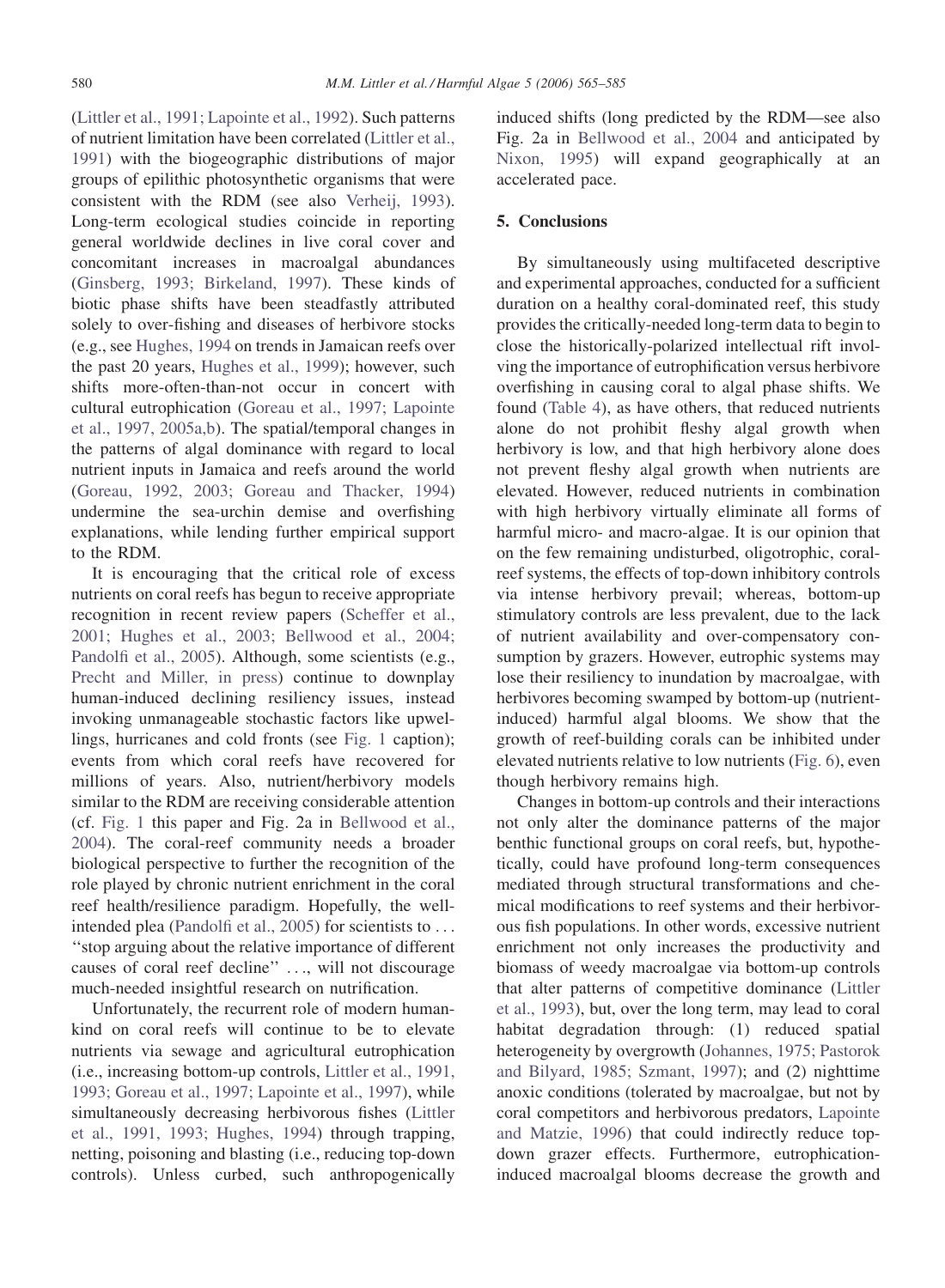(Littler et al., 1991; Lapointe et al., 1992). Such patterns of nutrient limitation have been correlated (Littler et al., 1991) with the biogeographic distributions of major groups of epilithic photosynthetic organisms that were consistent with the RDM (see also Verheij, 1993). Long-term ecological studies coincide in reporting general worldwide declines in live coral cover and concomitant increases in macroalgal abundances (Ginsberg, 1993; Birkeland, 1997). These kinds of biotic phase shifts have been steadfastly attributed solely to over-fishing and diseases of herbivore stocks (e.g., see Hughes, 1994 on trends in Jamaican reefs over the past 20 years, Hughes et al., 1999); however, such shifts more-often-than-not occur in concert with cultural eutrophication (Goreau et al., 1997; Lapointe et al., 1997, 2005a,b). The spatial/temporal changes in the patterns of algal dominance with regard to local nutrient inputs in Jamaica and reefs around the world (Goreau, 1992, 2003; Goreau and Thacker, 1994) undermine the sea-urchin demise and overfishing explanations, while lending further empirical support to the RDM.

It is encouraging that the critical role of excess nutrients on coral reefs has begun to receive appropriate recognition in recent review papers (Scheffer et al., 2001; Hughes et al., 2003; Bellwood et al., 2004; Pandolfi et al., 2005). Although, some scientists (e.g., Precht and Miller, in press) continue to downplay human-induced declining resiliency issues, instead invoking unmanageable stochastic factors like upwellings, hurricanes and cold fronts (see Fig. 1 caption); events from which coral reefs have recovered for millions of years. Also, nutrient/herbivory models similar to the RDM are receiving considerable attention (cf. Fig. 1 this paper and Fig. 2a in Bellwood et al., 2004). The coral-reef community needs a broader biological perspective to further the recognition of the role played by chronic nutrient enrichment in the coral reef health/resilience paradigm. Hopefully, the well-intended plea (Pandolfi et al., 2005) for scientists to . . . ''stop arguing about the relative importance of different causes of coral reef decline'' . . ., will not discourage much-needed insightful research on nutrification.

Unfortunately, the recurrent role of modern humankind on coral reefs will continue to be to elevate nutrients via sewage and agricultural eutrophication (i.e., increasing bottom-up controls, Littler et al., 1991, 1993; Goreau et al., 1997; Lapointe et al., 1997), while simultaneously decreasing herbivorous fishes (Littler et al., 1991, 1993; Hughes, 1994) through trapping, netting, poisoning and blasting (i.e., reducing top-down controls). Unless curbed, such anthropogenically induced shifts (long predicted by the RDM—see also Fig. 2a in Bellwood et al., 2004 and anticipated by Nixon, 1995) will expand geographically at an accelerated pace.

## 5. Conclusions

By simultaneously using multifaceted descriptive and experimental approaches, conducted for a sufficient duration on a healthy coral-dominated reef, this study provides the critically-needed long-term data to begin to close the historically-polarized intellectual rift involving the importance of eutrophication versus herbivore overfishing in causing coral to algal phase shifts. We found (Table 4), as have others, that reduced nutrients alone do not prohibit fleshy algal growth when herbivory is low, and that high herbivory alone does not prevent fleshy algal growth when nutrients are elevated. However, reduced nutrients in combination with high herbivory virtually eliminate all forms of harmful micro- and macro-algae. It is our opinion that on the few remaining undisturbed, oligotrophic, coral-reef systems, the effects of top-down inhibitory controls via intense herbivory prevail; whereas, bottom-up stimulatory controls are less prevalent, due to the lack of nutrient availability and over-compensatory consumption by grazers. However, eutrophic systems may lose their resiliency to inundation by macroalgae, with herbivores becoming swamped by bottom-up (nutrient-induced) harmful algal blooms. We show that the growth of reef-building corals can be inhibited under elevated nutrients relative to low nutrients (Fig. 6), even though herbivory remains high.

Changes in bottom-up controls and their interactions not only alter the dominance patterns of the major benthic functional groups on coral reefs, but, hypothetically, could have profound long-term consequences mediated through structural transformations and chemical modifications to reef systems and their herbivorous fish populations. In other words, excessive nutrient enrichment not only increases the productivity and biomass of weedy macroalgae via bottom-up controls that alter patterns of competitive dominance (Littler et al., 1993), but, over the long term, may lead to coral habitat degradation through: (1) reduced spatial heterogeneity by overgrowth (Johannes, 1975; Pastorok and Bilyard, 1985; Szmant, 1997); and (2) nighttime anoxic conditions (tolerated by macroalgae, but not by coral competitors and herbivorous predators, Lapointe and Matzie, 1996) that could indirectly reduce top-down grazer effects. Furthermore, eutrophication-induced macroalgal blooms decrease the growth and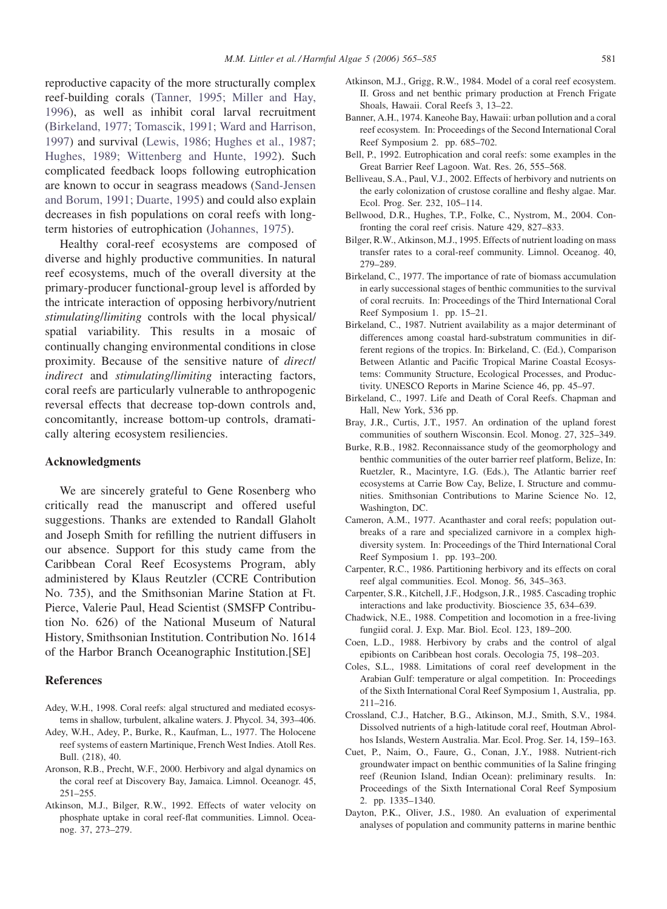reproductive capacity of the more structurally complex reef-building corals (Tanner, 1995; Miller and Hay, 1996), as well as inhibit coral larval recruitment (Birkeland, 1977; Tomascik, 1991; Ward and Harrison, 1997) and survival (Lewis, 1986; Hughes et al., 1987; Hughes, 1989; Wittenberg and Hunte, 1992). Such complicated feedback loops following eutrophication are known to occur in seagrass meadows (Sand-Jensen and Borum, 1991; Duarte, 1995) and could also explain decreases in fish populations on coral reefs with long-term histories of eutrophication (Johannes, 1975).

Healthy coral-reef ecosystems are composed of diverse and highly productive communities. In natural reef ecosystems, much of the overall diversity at the primary-producer functional-group level is afforded by the intricate interaction of opposing herbivory/nutrient *stimulating*/*limiting* controls with the local physical/spatial variability. This results in a mosaic of continually changing environmental conditions in close proximity. Because of the sensitive nature of *direct*/*indirect* and *stimulating*/*limiting* interacting factors, coral reefs are particularly vulnerable to anthropogenic reversal effects that decrease top-down controls and, concomitantly, increase bottom-up controls, dramatically altering ecosystem resiliencies.

## Acknowledgments

We are sincerely grateful to Gene Rosenberg who critically read the manuscript and offered useful suggestions. Thanks are extended to Randall Glaholt and Joseph Smith for refilling the nutrient diffusers in our absence. Support for this study came from the Caribbean Coral Reef Ecosystems Program, ably administered by Klaus Reutzler (CCRE Contribution No. 735), and the Smithsonian Marine Station at Ft. Pierce, Valerie Paul, Head Scientist (SMSFP Contribution No. 626) of the National Museum of Natural History, Smithsonian Institution. Contribution No. 1614 of the Harbor Branch Oceanographic Institution.[SE]

## References

Adey, W.H., 1998. Coral reefs: algal structured and mediated ecosystems in shallow, turbulent, alkaline waters. J. Phycol. 34, 393–406.

Adey, W.H., Adey, P., Burke, R., Kaufman, L., 1977. The Holocene reef systems of eastern Martinique, French West Indies. Atoll Res. Bull. (218), 40.

Aronson, R.B., Precht, W.F., 2000. Herbivory and algal dynamics on the coral reef at Discovery Bay, Jamaica. Limnol. Oceanogr. 45, 251–255.

Atkinson, M.J., Bilger, R.W., 1992. Effects of water velocity on phosphate uptake in coral reef-flat communities. Limnol. Oceanog. 37, 273–279.

Atkinson, M.J., Grigg, R.W., 1984. Model of a coral reef ecosystem. II. Gross and net benthic primary production at French Frigate Shoals, Hawaii. Coral Reefs 3, 13–22.

Banner, A.H., 1974. Kaneohe Bay, Hawaii: urban pollution and a coral reef ecosystem. In: Proceedings of the Second International Coral Reef Symposium 2. pp. 685–702.

Bell, P., 1992. Eutrophication and coral reefs: some examples in the Great Barrier Reef Lagoon. Wat. Res. 26, 555–568.

Belliveau, S.A., Paul, V.J., 2002. Effects of herbivory and nutrients on the early colonization of crustose coralline and fleshy algae. Mar. Ecol. Prog. Ser. 232, 105–114.

Bellwood, D.R., Hughes, T.P., Folke, C., Nystrom, M., 2004. Confronting the coral reef crisis. Nature 429, 827–833.

Bilger, R.W., Atkinson, M.J., 1995. Effects of nutrient loading on mass transfer rates to a coral-reef community. Limnol. Oceanog. 40, 279–289.

Birkeland, C., 1977. The importance of rate of biomass accumulation in early successional stages of benthic communities to the survival of coral recruits. In: Proceedings of the Third International Coral Reef Symposium 1. pp. 15–21.

Birkeland, C., 1987. Nutrient availability as a major determinant of differences among coastal hard-substratum communities in different regions of the tropics. In: Birkeland, C. (Ed.), Comparison Between Atlantic and Pacific Tropical Marine Coastal Ecosystems: Community Structure, Ecological Processes, and Productivity. UNESCO Reports in Marine Science 46, pp. 45–97.

Birkeland, C., 1997. Life and Death of Coral Reefs. Chapman and Hall, New York, 536 pp.

Bray, J.R., Curtis, J.T., 1957. An ordination of the upland forest communities of southern Wisconsin. Ecol. Monog. 27, 325–349.

Burke, R.B., 1982. Reconnaissance study of the geomorphology and benthic communities of the outer barrier reef platform, Belize, In: Ruetzler, R., Macintyre, I.G. (Eds.), The Atlantic barrier reef ecosystems at Carrie Bow Cay, Belize, I. Structure and communities. Smithsonian Contributions to Marine Science No. 12, Washington, DC.

Cameron, A.M., 1977. Acanthaster and coral reefs; population outbreaks of a rare and specialized carnivore in a complex high-diversity system. In: Proceedings of the Third International Coral Reef Symposium 1. pp. 193–200.

Carpenter, R.C., 1986. Partitioning herbivory and its effects on coral reef algal communities. Ecol. Monog. 56, 345–363.

Carpenter, S.R., Kitchell, J.F., Hodgson, J.R., 1985. Cascading trophic interactions and lake productivity. Bioscience 35, 634–639.

Chadwick, N.E., 1988. Competition and locomotion in a free-living fungiid coral. J. Exp. Mar. Biol. Ecol. 123, 189–200.

Coen, L.D., 1988. Herbivory by crabs and the control of algal epibionts on Caribbean host corals. Oecologia 75, 198–203.

Coles, S.L., 1988. Limitations of coral reef development in the Arabian Gulf: temperature or algal competition. In: Proceedings of the Sixth International Coral Reef Symposium 1, Australia, pp. 211–216.

Crossland, C.J., Hatcher, B.G., Atkinson, M.J., Smith, S.V., 1984. Dissolved nutrients of a high-latitude coral reef, Houtman Abrolhos Islands, Western Australia. Mar. Ecol. Prog. Ser. 14, 159–163.

Cuet, P., Naim, O., Faure, G., Conan, J.Y., 1988. Nutrient-rich groundwater impact on benthic communities of la Saline fringing reef (Reunion Island, Indian Ocean): preliminary results. In: Proceedings of the Sixth International Coral Reef Symposium 2. pp. 1335–1340.

Dayton, P.K., Oliver, J.S., 1980. An evaluation of experimental analyses of population and community patterns in marine benthic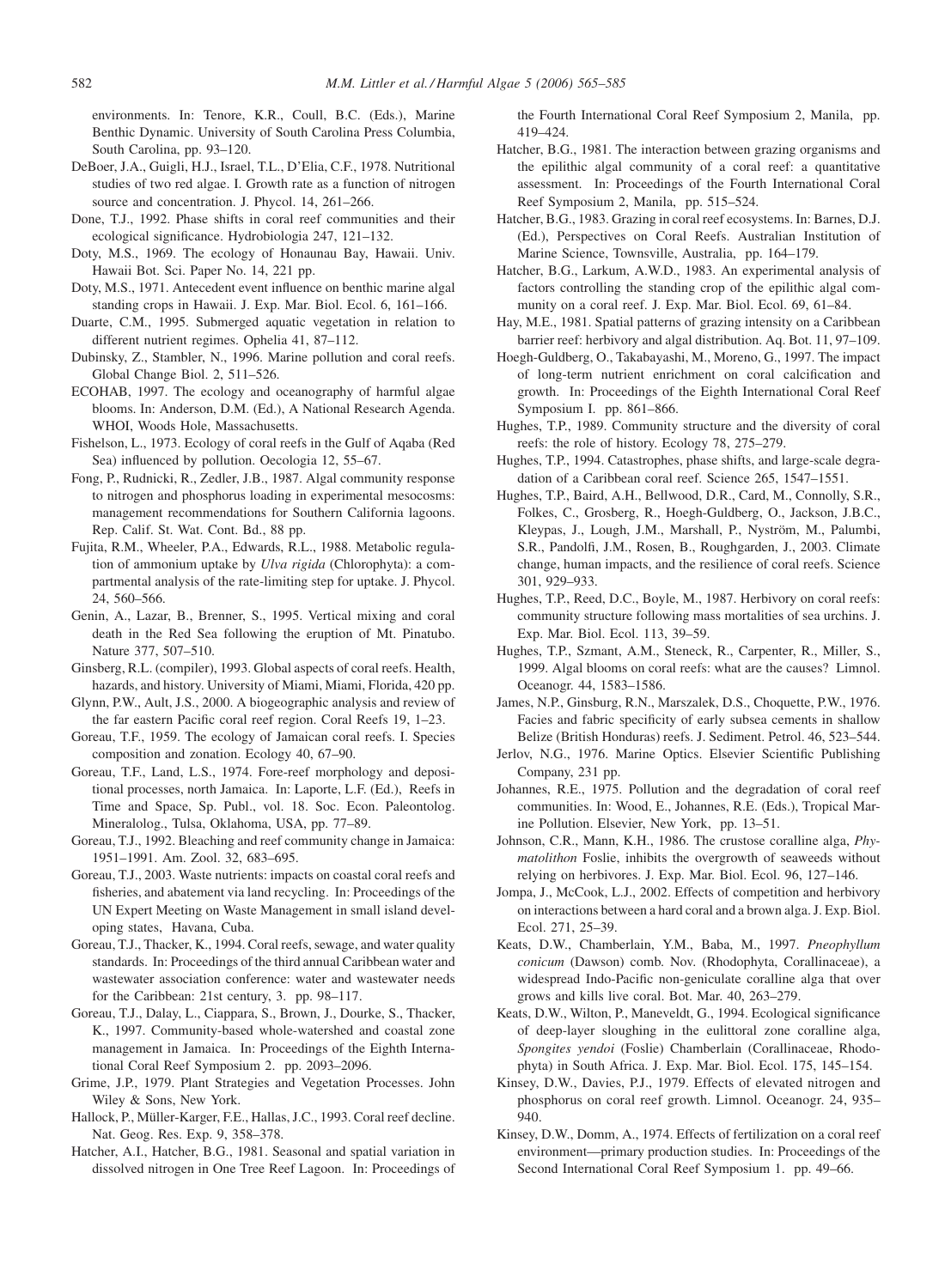environments. In: Tenore, K.R., Coull, B.C. (Eds.), Marine Benthic Dynamic. University of South Carolina Press Columbia, South Carolina, pp. 93–120.

DeBoer, J.A., Guigli, H.J., Israel, T.L., D'Elia, C.F., 1978. Nutritional studies of two red algae. I. Growth rate as a function of nitrogen source and concentration. J. Phycol. 14, 261–266.

Done, T.J., 1992. Phase shifts in coral reef communities and their ecological significance. Hydrobiologia 247, 121–132.

Doty, M.S., 1969. The ecology of Honaunau Bay, Hawaii. Univ. Hawaii Bot. Sci. Paper No. 14, 221 pp.

Doty, M.S., 1971. Antecedent event influence on benthic marine algal standing crops in Hawaii. J. Exp. Mar. Biol. Ecol. 6, 161–166.

Duarte, C.M., 1995. Submerged aquatic vegetation in relation to different nutrient regimes. Ophelia 41, 87–112.

Dubinsky, Z., Stambler, N., 1996. Marine pollution and coral reefs. Global Change Biol. 2, 511–526.

ECOHAB, 1997. The ecology and oceanography of harmful algae blooms. In: Anderson, D.M. (Ed.), A National Research Agenda. WHOI, Woods Hole, Massachusetts.

Fishelson, L., 1973. Ecology of coral reefs in the Gulf of Aqaba (Red Sea) influenced by pollution. Oecologia 12, 55–67.

Fong, P., Rudnicki, R., Zedler, J.B., 1987. Algal community response to nitrogen and phosphorus loading in experimental mesocosms: management recommendations for Southern California lagoons. Rep. Calif. St. Wat. Cont. Bd., 88 pp.

Fujita, R.M., Wheeler, P.A., Edwards, R.L., 1988. Metabolic regulation of ammonium uptake by *Ulva rigida* (Chlorophyta): a compartmental analysis of the rate-limiting step for uptake. J. Phycol. 24, 560–566.

Genin, A., Lazar, B., Brenner, S., 1995. Vertical mixing and coral death in the Red Sea following the eruption of Mt. Pinatubo. Nature 377, 507–510.

Ginsberg, R.L. (compiler), 1993. Global aspects of coral reefs. Health, hazards, and history. University of Miami, Miami, Florida, 420 pp.

Glynn, P.W., Ault, J.S., 2000. A biogeographic analysis and review of the far eastern Pacific coral reef region. Coral Reefs 19, 1–23.

Goreau, T.F., 1959. The ecology of Jamaican coral reefs. I. Species composition and zonation. Ecology 40, 67–90.

Goreau, T.F., Land, L.S., 1974. Fore-reef morphology and depositional processes, north Jamaica. In: Laporte, L.F. (Ed.), Reefs in Time and Space, Sp. Publ., vol. 18. Soc. Econ. Paleontolog. Mineralolog., Tulsa, Oklahoma, USA, pp. 77–89.

Goreau, T.J., 1992. Bleaching and reef community change in Jamaica: 1951–1991. Am. Zool. 32, 683–695.

Goreau, T.J., 2003. Waste nutrients: impacts on coastal coral reefs and fisheries, and abatement via land recycling. In: Proceedings of the UN Expert Meeting on Waste Management in small island developing states, Havana, Cuba.

Goreau, T.J., Thacker, K., 1994. Coral reefs, sewage, and water quality standards. In: Proceedings of the third annual Caribbean water and wastewater association conference: water and wastewater needs for the Caribbean: 21st century, 3. pp. 98–117.

Goreau, T.J., Dalay, L., Ciappara, S., Brown, J., Dourke, S., Thacker, K., 1997. Community-based whole-watershed and coastal zone management in Jamaica. In: Proceedings of the Eighth International Coral Reef Symposium 2. pp. 2093–2096.

Grime, J.P., 1979. Plant Strategies and Vegetation Processes. John Wiley & Sons, New York.

Hallock, P., Müller-Karger, F.E., Hallas, J.C., 1993. Coral reef decline. Nat. Geog. Res. Exp. 9, 358–378.

Hatcher, A.I., Hatcher, B.G., 1981. Seasonal and spatial variation in dissolved nitrogen in One Tree Reef Lagoon. In: Proceedings of the Fourth International Coral Reef Symposium 2, Manila, pp. 419–424.

Hatcher, B.G., 1981. The interaction between grazing organisms and the epilithic algal community of a coral reef: a quantitative assessment. In: Proceedings of the Fourth International Coral Reef Symposium 2, Manila, pp. 515–524.

Hatcher, B.G., 1983. Grazing in coral reef ecosystems. In: Barnes, D.J. (Ed.), Perspectives on Coral Reefs. Australian Institution of Marine Science, Townsville, Australia, pp. 164–179.

Hatcher, B.G., Larkum, A.W.D., 1983. An experimental analysis of factors controlling the standing crop of the epilithic algal community on a coral reef. J. Exp. Mar. Biol. Ecol. 69, 61–84.

Hay, M.E., 1981. Spatial patterns of grazing intensity on a Caribbean barrier reef: herbivory and algal distribution. Aq. Bot. 11, 97–109.

Hoegh-Guldberg, O., Takabayashi, M., Moreno, G., 1997. The impact of long-term nutrient enrichment on coral calcification and growth. In: Proceedings of the Eighth International Coral Reef Symposium I. pp. 861–866.

Hughes, T.P., 1989. Community structure and the diversity of coral reefs: the role of history. Ecology 78, 275–279.

Hughes, T.P., 1994. Catastrophes, phase shifts, and large-scale degradation of a Caribbean coral reef. Science 265, 1547–1551.

Hughes, T.P., Baird, A.H., Bellwood, D.R., Card, M., Connolly, S.R., Folkes, C., Grosberg, R., Hoegh-Guldberg, O., Jackson, J.B.C., Kleypas, J., Lough, J.M., Marshall, P., Nyström, M., Palumbi, S.R., Pandolfi, J.M., Rosen, B., Roughgarden, J., 2003. Climate change, human impacts, and the resilience of coral reefs. Science 301, 929–933.

Hughes, T.P., Reed, D.C., Boyle, M., 1987. Herbivory on coral reefs: community structure following mass mortalities of sea urchins. J. Exp. Mar. Biol. Ecol. 113, 39–59.

Hughes, T.P., Szmant, A.M., Steneck, R., Carpenter, R., Miller, S., 1999. Algal blooms on coral reefs: what are the causes? Limnol. Oceanogr. 44, 1583–1586.

James, N.P., Ginsburg, R.N., Marszalek, D.S., Choquette, P.W., 1976. Facies and fabric specificity of early subsea cements in shallow Belize (British Honduras) reefs. J. Sediment. Petrol. 46, 523–544.

Jerlov, N.G., 1976. Marine Optics. Elsevier Scientific Publishing Company, 231 pp.

Johannes, R.E., 1975. Pollution and the degradation of coral reef communities. In: Wood, E., Johannes, R.E. (Eds.), Tropical Marine Pollution. Elsevier, New York, pp. 13–51.

Johnson, C.R., Mann, K.H., 1986. The crustose coralline alga, *Phymatolithon* Foslie, inhibits the overgrowth of seaweeds without relying on herbivores. J. Exp. Mar. Biol. Ecol. 96, 127–146.

Jompa, J., McCook, L.J., 2002. Effects of competition and herbivory on interactions between a hard coral and a brown alga. J. Exp. Biol. Ecol. 271, 25–39.

Keats, D.W., Chamberlain, Y.M., Baba, M., 1997. *Pneophyllum conicum* (Dawson) comb. Nov. (Rhodophyta, Corallinaceae), a widespread Indo-Pacific non-geniculate coralline alga that over grows and kills live coral. Bot. Mar. 40, 263–279.

Keats, D.W., Wilton, P., Maneveldt, G., 1994. Ecological significance of deep-layer sloughing in the eulittoral zone coralline alga, *Spongites yendoi* (Foslie) Chamberlain (Corallinaceae, Rhodophyta) in South Africa. J. Exp. Mar. Biol. Ecol. 175, 145–154.

Kinsey, D.W., Davies, P.J., 1979. Effects of elevated nitrogen and phosphorus on coral reef growth. Limnol. Oceanogr. 24, 935–940.

Kinsey, D.W., Domm, A., 1974. Effects of fertilization on a coral reef environment—primary production studies. In: Proceedings of the Second International Coral Reef Symposium 1. pp. 49–66.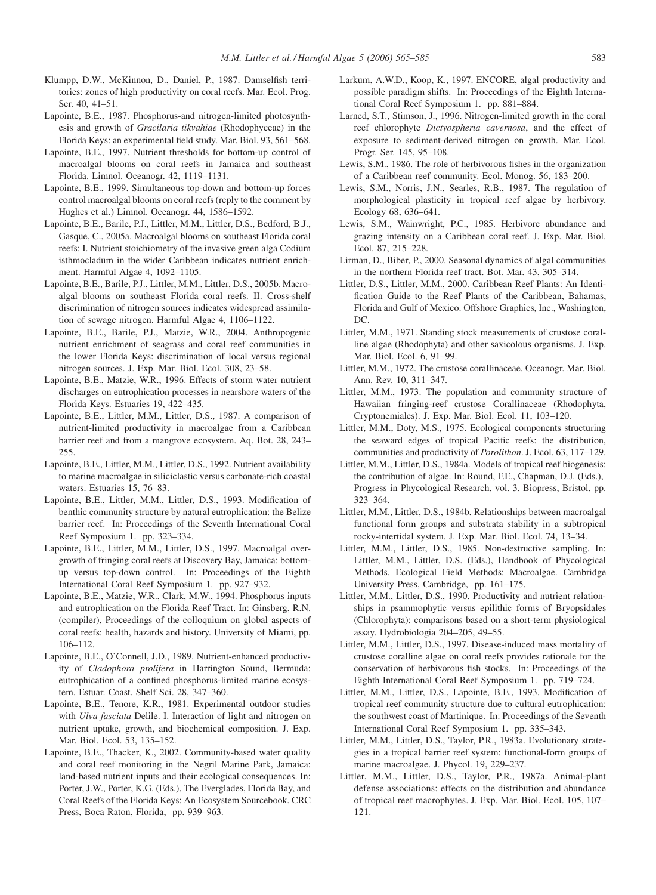Klumpp, D.W., McKinnon, D., Daniel, P., 1987. Damselfish territories: zones of high productivity on coral reefs. Mar. Ecol. Prog. Ser. 40, 41–51.

Lapointe, B.E., 1987. Phosphorus-and nitrogen-limited photosynthesis and growth of *Gracilaria tikvahiae* (Rhodophyceae) in the Florida Keys: an experimental field study. Mar. Biol. 93, 561–568.

Lapointe, B.E., 1997. Nutrient thresholds for bottom-up control of macroalgal blooms on coral reefs in Jamaica and southeast Florida. Limnol. Oceanogr. 42, 1119–1131.

Lapointe, B.E., 1999. Simultaneous top-down and bottom-up forces control macroalgal blooms on coral reefs (reply to the comment by Hughes et al.) Limnol. Oceanogr. 44, 1586–1592.

Lapointe, B.E., Barile, P.J., Littler, M.M., Littler, D.S., Bedford, B.J., Gasque, C., 2005a. Macroalgal blooms on southeast Florida coral reefs: I. Nutrient stoichiometry of the invasive green alga Codium isthmocladum in the wider Caribbean indicates nutrient enrichment. Harmful Algae 4, 1092–1105.

Lapointe, B.E., Barile, P.J., Littler, M.M., Littler, D.S., 2005b. Macroalgal blooms on southeast Florida coral reefs. II. Cross-shelf discrimination of nitrogen sources indicates widespread assimilation of sewage nitrogen. Harmful Algae 4, 1106–1122.

Lapointe, B.E., Barile, P.J., Matzie, W.R., 2004. Anthropogenic nutrient enrichment of seagrass and coral reef communities in the lower Florida Keys: discrimination of local versus regional nitrogen sources. J. Exp. Mar. Biol. Ecol. 308, 23–58.

Lapointe, B.E., Matzie, W.R., 1996. Effects of storm water nutrient discharges on eutrophication processes in nearshore waters of the Florida Keys. Estuaries 19, 422–435.

Lapointe, B.E., Littler, M.M., Littler, D.S., 1987. A comparison of nutrient-limited productivity in macroalgae from a Caribbean barrier reef and from a mangrove ecosystem. Aq. Bot. 28, 243–255.

Lapointe, B.E., Littler, M.M., Littler, D.S., 1992. Nutrient availability to marine macroalgae in siliciclastic versus carbonate-rich coastal waters. Estuaries 15, 76–83.

Lapointe, B.E., Littler, M.M., Littler, D.S., 1993. Modification of benthic community structure by natural eutrophication: the Belize barrier reef. In: Proceedings of the Seventh International Coral Reef Symposium 1. pp. 323–334.

Lapointe, B.E., Littler, M.M., Littler, D.S., 1997. Macroalgal overgrowth of fringing coral reefs at Discovery Bay, Jamaica: bottom-up versus top-down control. In: Proceedings of the Eighth International Coral Reef Symposium 1. pp. 927–932.

Lapointe, B.E., Matzie, W.R., Clark, M.W., 1994. Phosphorus inputs and eutrophication on the Florida Reef Tract. In: Ginsberg, R.N. (compiler), Proceedings of the colloquium on global aspects of coral reefs: health, hazards and history. University of Miami, pp. 106–112.

Lapointe, B.E., O'Connell, J.D., 1989. Nutrient-enhanced productivity of *Cladophora prolifera* in Harrington Sound, Bermuda: eutrophication of a confined phosphorus-limited marine ecosystem. Estuar. Coast. Shelf Sci. 28, 347–360.

Lapointe, B.E., Tenore, K.R., 1981. Experimental outdoor studies with *Ulva fasciata* Delile. I. Interaction of light and nitrogen on nutrient uptake, growth, and biochemical composition. J. Exp. Mar. Biol. Ecol. 53, 135–152.

Lapointe, B.E., Thacker, K., 2002. Community-based water quality and coral reef monitoring in the Negril Marine Park, Jamaica: land-based nutrient inputs and their ecological consequences. In: Porter, J.W., Porter, K.G. (Eds.), The Everglades, Florida Bay, and Coral Reefs of the Florida Keys: An Ecosystem Sourcebook. CRC Press, Boca Raton, Florida, pp. 939–963.

Larkum, A.W.D., Koop, K., 1997. ENCORE, algal productivity and possible paradigm shifts. In: Proceedings of the Eighth International Coral Reef Symposium 1. pp. 881–884.

Larned, S.T., Stimson, J., 1996. Nitrogen-limited growth in the coral reef chlorophyte *Dictyospheria cavernosa*, and the effect of exposure to sediment-derived nitrogen on growth. Mar. Ecol. Progr. Ser. 145, 95–108.

Lewis, S.M., 1986. The role of herbivorous fishes in the organization of a Caribbean reef community. Ecol. Monog. 56, 183–200.

Lewis, S.M., Norris, J.N., Searles, R.B., 1987. The regulation of morphological plasticity in tropical reef algae by herbivory. Ecology 68, 636–641.

Lewis, S.M., Wainwright, P.C., 1985. Herbivore abundance and grazing intensity on a Caribbean coral reef. J. Exp. Mar. Biol. Ecol. 87, 215–228.

Lirman, D., Biber, P., 2000. Seasonal dynamics of algal communities in the northern Florida reef tract. Bot. Mar. 43, 305–314.

Littler, D.S., Littler, M.M., 2000. Caribbean Reef Plants: An Identification Guide to the Reef Plants of the Caribbean, Bahamas, Florida and Gulf of Mexico. Offshore Graphics, Inc., Washington, DC.

Littler, M.M., 1971. Standing stock measurements of crustose coralline algae (Rhodophyta) and other saxicolous organisms. J. Exp. Mar. Biol. Ecol. 6, 91–99.

Littler, M.M., 1972. The crustose corallinaceae. Oceanogr. Mar. Biol. Ann. Rev. 10, 311–347.

Littler, M.M., 1973. The population and community structure of Hawaiian fringing-reef crustose Corallinaceae (Rhodophyta, Cryptonemiales). J. Exp. Mar. Biol. Ecol. 11, 103–120.

Littler, M.M., Doty, M.S., 1975. Ecological components structuring the seaward edges of tropical Pacific reefs: the distribution, communities and productivity of *Porolithon*. J. Ecol. 63, 117–129.

Littler, M.M., Littler, D.S., 1984a. Models of tropical reef biogenesis: the contribution of algae. In: Round, F.E., Chapman, D.J. (Eds.), Progress in Phycological Research, vol. 3. Biopress, Bristol, pp. 323–364.

Littler, M.M., Littler, D.S., 1984b. Relationships between macroalgal functional form groups and substrata stability in a subtropical rocky-intertidal system. J. Exp. Mar. Biol. Ecol. 74, 13–34.

Littler, M.M., Littler, D.S., 1985. Non-destructive sampling. In: Littler, M.M., Littler, D.S. (Eds.), Handbook of Phycological Methods. Ecological Field Methods: Macroalgae. Cambridge University Press, Cambridge, pp. 161–175.

Littler, M.M., Littler, D.S., 1990. Productivity and nutrient relationships in psammophytic versus epilithic forms of Bryopsidales (Chlorophyta): comparisons based on a short-term physiological assay. Hydrobiologia 204–205, 49–55.

Littler, M.M., Littler, D.S., 1997. Disease-induced mass mortality of crustose coralline algae on coral reefs provides rationale for the conservation of herbivorous fish stocks. In: Proceedings of the Eighth International Coral Reef Symposium 1. pp. 719–724.

Littler, M.M., Littler, D.S., Lapointe, B.E., 1993. Modification of tropical reef community structure due to cultural eutrophication: the southwest coast of Martinique. In: Proceedings of the Seventh International Coral Reef Symposium 1. pp. 335–343.

Littler, M.M., Littler, D.S., Taylor, P.R., 1983a. Evolutionary strategies in a tropical barrier reef system: functional-form groups of marine macroalgae. J. Phycol. 19, 229–237.

Littler, M.M., Littler, D.S., Taylor, P.R., 1987a. Animal-plant defense associations: effects on the distribution and abundance of tropical reef macrophytes. J. Exp. Mar. Biol. Ecol. 105, 107–121.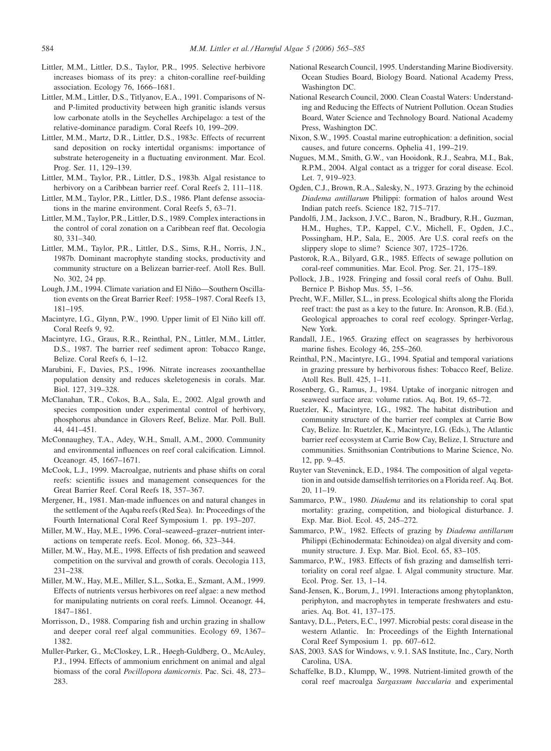Littler, M.M., Littler, D.S., Taylor, P.R., 1995. Selective herbivore increases biomass of its prey: a chiton-coralline reef-building association. Ecology 76, 1666–1681.

Littler, M.M., Littler, D.S., Titlyanov, E.A., 1991. Comparisons of N- and P-limited productivity between high granitic islands versus low carbonate atolls in the Seychelles Archipelago: a test of the relative-dominance paradigm. Coral Reefs 10, 199–209.

Littler, M.M., Martz, D.R., Littler, D.S., 1983c. Effects of recurrent sand deposition on rocky intertidal organisms: importance of substrate heterogeneity in a fluctuating environment. Mar. Ecol. Prog. Ser. 11, 129–139.

Littler, M.M., Taylor, P.R., Littler, D.S., 1983b. Algal resistance to herbivory on a Caribbean barrier reef. Coral Reefs 2, 111–118.

Littler, M.M., Taylor, P.R., Littler, D.S., 1986. Plant defense associations in the marine environment. Coral Reefs 5, 63–71.

Littler, M.M., Taylor, P.R., Littler, D.S., 1989. Complex interactions in the control of coral zonation on a Caribbean reef flat. Oecologia 80, 331–340.

Littler, M.M., Taylor, P.R., Littler, D.S., Sims, R.H., Norris, J.N., 1987b. Dominant macrophyte standing stocks, productivity and community structure on a Belizean barrier-reef. Atoll Res. Bull. No. 302, 24 pp.

Lough, J.M., 1994. Climate variation and El Niño—Southern Oscillation events on the Great Barrier Reef: 1958–1987. Coral Reefs 13, 181–195.

Macintyre, I.G., Glynn, P.W., 1990. Upper limit of El Niño kill off. Coral Reefs 9, 92.

Macintyre, I.G., Graus, R.R., Reinthal, P.N., Littler, M.M., Littler, D.S., 1987. The barrier reef sediment apron: Tobacco Range, Belize. Coral Reefs 6, 1–12.

Marubini, F., Davies, P.S., 1996. Nitrate increases zooxanthellae population density and reduces skeletogenesis in corals. Mar. Biol. 127, 319–328.

McClanahan, T.R., Cokos, B.A., Sala, E., 2002. Algal growth and species composition under experimental control of herbivory, phosphorus abundance in Glovers Reef, Belize. Mar. Poll. Bull. 44, 441–451.

McConnaughey, T.A., Adey, W.H., Small, A.M., 2000. Community and environmental influences on reef coral calcification. Limnol. Oceanogr. 45, 1667–1671.

McCook, L.J., 1999. Macroalgae, nutrients and phase shifts on coral reefs: scientific issues and management consequences for the Great Barrier Reef. Coral Reefs 18, 357–367.

Mergener, H., 1981. Man-made influences on and natural changes in the settlement of the Aqaba reefs (Red Sea). In: Proceedings of the Fourth International Coral Reef Symposium 1. pp. 193–207.

Miller, M.W., Hay, M.E., 1996. Coral–seaweed–grazer–nutrient interactions on temperate reefs. Ecol. Monog. 66, 323–344.

Miller, M.W., Hay, M.E., 1998. Effects of fish predation and seaweed competition on the survival and growth of corals. Oecologia 113, 231–238.

Miller, M.W., Hay, M.E., Miller, S.L., Sotka, E., Szmant, A.M., 1999. Effects of nutrients versus herbivores on reef algae: a new method for manipulating nutrients on coral reefs. Limnol. Oceanogr. 44, 1847–1861.

Morrisson, D., 1988. Comparing fish and urchin grazing in shallow and deeper coral reef algal communities. Ecology 69, 1367–1382.

Muller-Parker, G., McCloskey, L.R., Høegh-Guldberg, O., McAuley, P.J., 1994. Effects of ammonium enrichment on animal and algal biomass of the coral *Pocillopora damicornis*. Pac. Sci. 48, 273–283.

National Research Council, 1995. Understanding Marine Biodiversity. Ocean Studies Board, Biology Board. National Academy Press, Washington DC.

National Research Council, 2000. Clean Coastal Waters: Understanding and Reducing the Effects of Nutrient Pollution. Ocean Studies Board, Water Science and Technology Board. National Academy Press, Washington DC.

Nixon, S.W., 1995. Coastal marine eutrophication: a definition, social causes, and future concerns. Ophelia 41, 199–219.

Nugues, M.M., Smith, G.W., van Hooidonk, R.J., Seabra, M.I., Bak, R.P.M., 2004. Algal contact as a trigger for coral disease. Ecol. Let. 7, 919–923.

Ogden, C.J., Brown, R.A., Salesky, N., 1973. Grazing by the echinoid *Diadema antillarum* Philippi: formation of halos around West Indian patch reefs. Science 182, 715–717.

Pandolfi, J.M., Jackson, J.V.C., Baron, N., Bradbury, R.H., Guzman, H.M., Hughes, T.P., Kappel, C.V., Michell, F., Ogden, J.C., Possingham, H.P., Sala, E., 2005. Are U.S. coral reefs on the slippery slope to slime? Science 307, 1725–1726.

Pastorok, R.A., Bilyard, G.R., 1985. Effects of sewage pollution on coral-reef communities. Mar. Ecol. Prog. Ser. 21, 175–189.

Pollock, J.B., 1928. Fringing and fossil coral reefs of Oahu. Bull. Bernice P. Bishop Mus. 55, 1–56.

Precht, W.F., Miller, S.L., in press. Ecological shifts along the Florida reef tract: the past as a key to the future. In: Aronson, R.B. (Ed.), Geological approaches to coral reef ecology. Springer-Verlag, New York.

Randall, J.E., 1965. Grazing effect on seagrasses by herbivorous marine fishes. Ecology 46, 255–260.

Reinthal, P.N., Macintyre, I.G., 1994. Spatial and temporal variations in grazing pressure by herbivorous fishes: Tobacco Reef, Belize. Atoll Res. Bull. 425, 1–11.

Rosenberg, G., Ramus, J., 1984. Uptake of inorganic nitrogen and seaweed surface area: volume ratios. Aq. Bot. 19, 65–72.

Ruetzler, K., Macintyre, I.G., 1982. The habitat distribution and community structure of the barrier reef complex at Carrie Bow Cay, Belize. In: Ruetzler, K., Macintyre, I.G. (Eds.), The Atlantic barrier reef ecosystem at Carrie Bow Cay, Belize, I. Structure and communities. Smithsonian Contributions to Marine Science, No. 12, pp. 9–45.

Ruyter van Steveninck, E.D., 1984. The composition of algal vegetation in and outside damselfish territories on a Florida reef. Aq. Bot. 20, 11–19.

Sammarco, P.W., 1980. *Diadema* and its relationship to coral spat mortality: grazing, competition, and biological disturbance. J. Exp. Mar. Biol. Ecol. 45, 245–272.

Sammarco, P.W., 1982. Effects of grazing by *Diadema antillarum* Philippi (Echinodermata: Echinoidea) on algal diversity and community structure. J. Exp. Mar. Biol. Ecol. 65, 83–105.

Sammarco, P.W., 1983. Effects of fish grazing and damselfish territoriality on coral reef algae. I. Algal community structure. Mar. Ecol. Prog. Ser. 13, 1–14.

Sand-Jensen, K., Borum, J., 1991. Interactions among phytoplankton, periphyton, and macrophytes in temperate freshwaters and estuaries. Aq. Bot. 41, 137–175.

Santavy, D.L., Peters, E.C., 1997. Microbial pests: coral disease in the western Atlantic. In: Proceedings of the Eighth International Coral Reef Symposium 1. pp. 607–612.

SAS, 2003. SAS for Windows, v. 9.1. SAS Institute, Inc., Cary, North Carolina, USA.

Schaffelke, B.D., Klumpp, W., 1998. Nutrient-limited growth of the coral reef macroalga *Sargassum baccularia* and experimental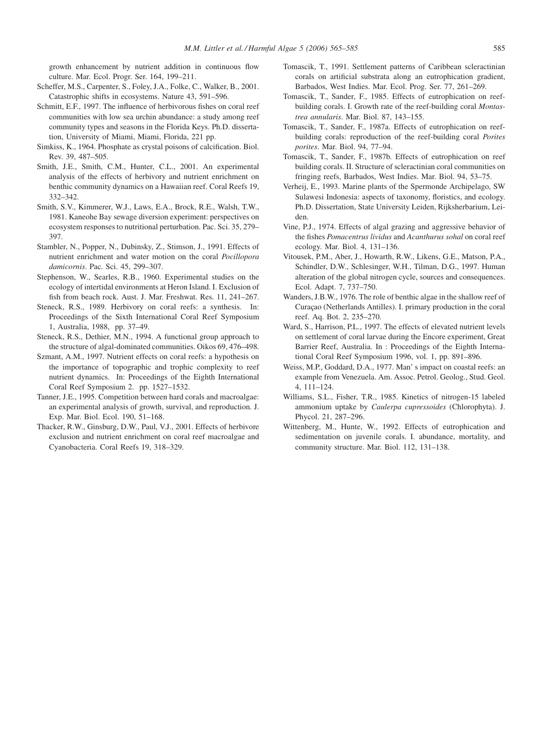growth enhancement by nutrient addition in continuous flow culture. Mar. Ecol. Progr. Ser. 164, 199–211.

Scheffer, M.S., Carpenter, S., Foley, J.A., Folke, C., Walker, B., 2001. Catastrophic shifts in ecosystems. Nature 43, 591–596.

Schmitt, E.F., 1997. The influence of herbivorous fishes on coral reef communities with low sea urchin abundance: a study among reef community types and seasons in the Florida Keys. Ph.D. dissertation, University of Miami, Miami, Florida, 221 pp.

Simkiss, K., 1964. Phosphate as crystal poisons of calcification. Biol. Rev. 39, 487–505.

Smith, J.E., Smith, C.M., Hunter, C.L., 2001. An experimental analysis of the effects of herbivory and nutrient enrichment on benthic community dynamics on a Hawaiian reef. Coral Reefs 19, 332–342.

Smith, S.V., Kimmerer, W.J., Laws, E.A., Brock, R.E., Walsh, T.W., 1981. Kaneohe Bay sewage diversion experiment: perspectives on ecosystem responses to nutritional perturbation. Pac. Sci. 35, 279–397.

Stambler, N., Popper, N., Dubinsky, Z., Stimson, J., 1991. Effects of nutrient enrichment and water motion on the coral *Pocillopora damicornis*. Pac. Sci. 45, 299–307.

Stephenson, W., Searles, R.B., 1960. Experimental studies on the ecology of intertidal environments at Heron Island. I. Exclusion of fish from beach rock. Aust. J. Mar. Freshwat. Res. 11, 241–267.

Steneck, R.S., 1989. Herbivory on coral reefs: a synthesis. In: Proceedings of the Sixth International Coral Reef Symposium 1, Australia, 1988, pp. 37–49.

Steneck, R.S., Dethier, M.N., 1994. A functional group approach to the structure of algal-dominated communities. Oikos 69, 476–498.

Szmant, A.M., 1997. Nutrient effects on coral reefs: a hypothesis on the importance of topographic and trophic complexity to reef nutrient dynamics. In: Proceedings of the Eighth International Coral Reef Symposium 2. pp. 1527–1532.

Tanner, J.E., 1995. Competition between hard corals and macroalgae: an experimental analysis of growth, survival, and reproduction. J. Exp. Mar. Biol. Ecol. 190, 51–168.

Thacker, R.W., Ginsburg, D.W., Paul, V.J., 2001. Effects of herbivore exclusion and nutrient enrichment on coral reef macroalgae and Cyanobacteria. Coral Reefs 19, 318–329.

Tomascik, T., 1991. Settlement patterns of Caribbean scleractinian corals on artificial substrata along an eutrophication gradient, Barbados, West Indies. Mar. Ecol. Prog. Ser. 77, 261–269.

Tomascik, T., Sander, F., 1985. Effects of eutrophication on reef-building corals. I. Growth rate of the reef-building coral *Montastrea annularis*. Mar. Biol. 87, 143–155.

Tomascik, T., Sander, F., 1987a. Effects of eutrophication on reef-building corals: reproduction of the reef-building coral *Porites porites*. Mar. Biol. 94, 77–94.

Tomascik, T., Sander, F., 1987b. Effects of eutrophication on reef building corals. II. Structure of scleractinian coral communities on fringing reefs, Barbados, West Indies. Mar. Biol. 94, 53–75.

Verheij, E., 1993. Marine plants of the Spermonde Archipelago, SW Sulawesi Indonesia: aspects of taxonomy, floristics, and ecology. Ph.D. Dissertation, State University Leiden, Rijksherbarium, Leiden.

Vine, P.J., 1974. Effects of algal grazing and aggressive behavior of the fishes *Pomacentrus lividus* and *Acanthurus sohal* on coral reef ecology. Mar. Biol. 4, 131–136.

Vitousek, P.M., Aber, J., Howarth, R.W., Likens, G.E., Matson, P.A., Schindler, D.W., Schlesinger, W.H., Tilman, D.G., 1997. Human alteration of the global nitrogen cycle, sources and consequences. Ecol. Adapt. 7, 737–750.

Wanders, J.B.W., 1976. The role of benthic algae in the shallow reef of Curaçao (Netherlands Antilles). I. primary production in the coral reef. Aq. Bot. 2, 235–270.

Ward, S., Harrison, P.L., 1997. The effects of elevated nutrient levels on settlement of coral larvae during the Encore experiment, Great Barrier Reef, Australia. In : Proceedings of the Eighth International Coral Reef Symposium 1996, vol. 1, pp. 891–896.

Weiss, M.P., Goddard, D.A., 1977. Man' s impact on coastal reefs: an example from Venezuela. Am. Assoc. Petrol. Geolog., Stud. Geol. 4, 111–124.

Williams, S.L., Fisher, T.R., 1985. Kinetics of nitrogen-15 labeled ammonium uptake by *Caulerpa cupressoides* (Chlorophyta). J. Phycol. 21, 287–296.

Wittenberg, M., Hunte, W., 1992. Effects of eutrophication and sedimentation on juvenile corals. I. abundance, mortality, and community structure. Mar. Biol. 112, 131–138.